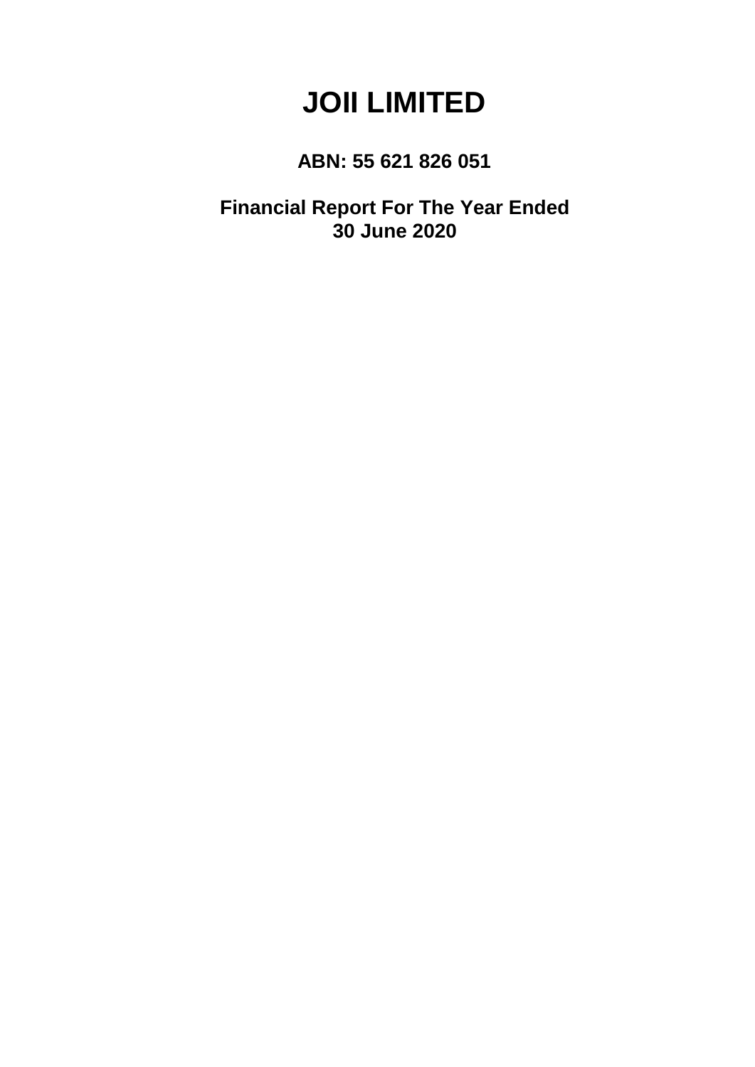# JOII LIMITED

**ABN: 55 621 826 051**

**Financial Report For The Year Ended 30 June 2020**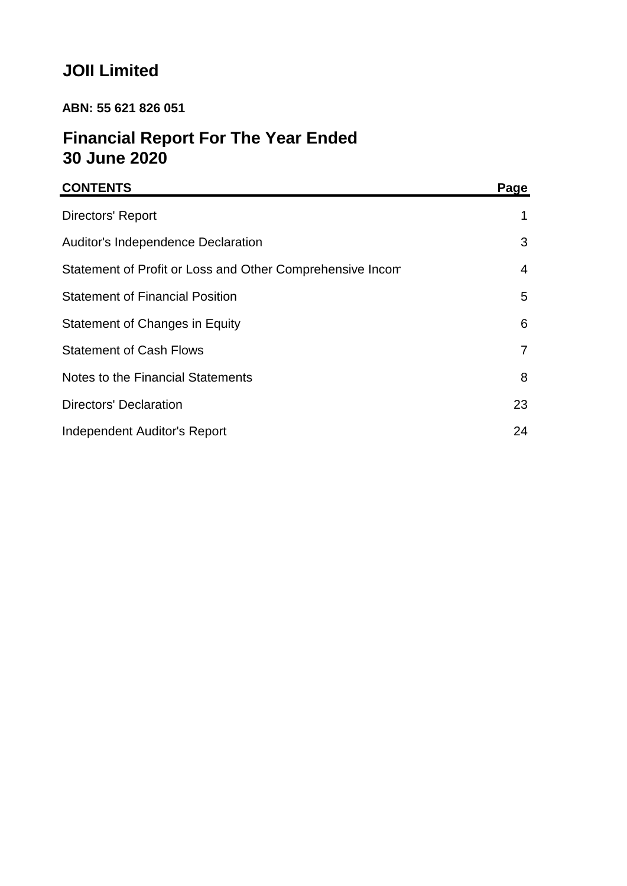# JOII Limited

**ABN: 55 621 826 051**

## Financial Report For The Year Ended 30 June 2020

| CONTENTS | Page |
| --- | --- |
| Directors' Report | 1 |
| Auditor's Independence Declaration | 3 |
| Statement of Profit or Loss and Other Comprehensive Incom | 4 |
| Statement of Financial Position | 5 |
| Statement of Changes in Equity | 6 |
| Statement of Cash Flows | 7 |
| Notes to the Financial Statements | 8 |
| Directors' Declaration | 23 |
| Independent Auditor's Report | 24 |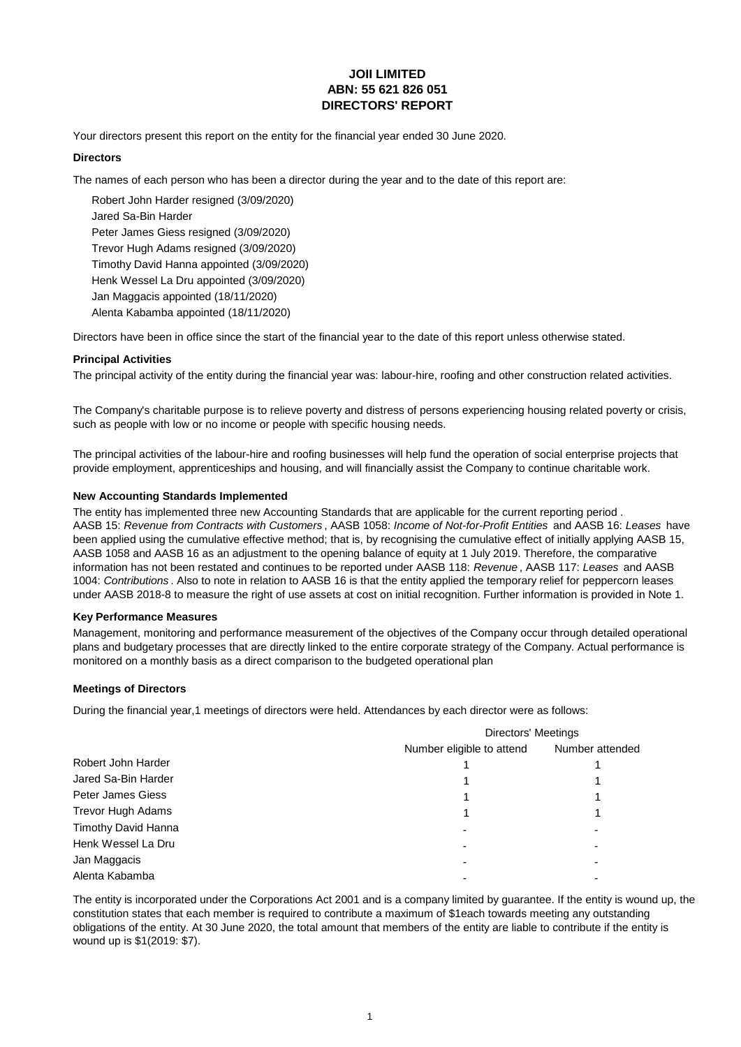# JOII LIMITED
## ABN: 55 621 826 051
## DIRECTORS' REPORT

Your directors present this report on the entity for the financial year ended 30 June 2020.

### Directors

The names of each person who has been a director during the year and to the date of this report are:

Robert John Harder resigned (3/09/2020)
Jared Sa-Bin Harder
Peter James Giess resigned (3/09/2020)
Trevor Hugh Adams resigned (3/09/2020)
Timothy David Hanna appointed (3/09/2020)
Henk Wessel La Dru appointed (3/09/2020)
Jan Maggacis appointed (18/11/2020)
Alenta Kabamba appointed (18/11/2020)

Directors have been in office since the start of the financial year to the date of this report unless otherwise stated.

### Principal Activities

The principal activity of the entity during the financial year was: labour-hire, roofing and other construction related activities.

The Company's charitable purpose is to relieve poverty and distress of persons experiencing housing related poverty or crisis, such as people with low or no income or people with specific housing needs.

The principal activities of the labour-hire and roofing businesses will help fund the operation of social enterprise projects that provide employment, apprenticeships and housing, and will financially assist the Company to continue charitable work.

### New Accounting Standards Implemented

The entity has implemented three new Accounting Standards that are applicable for the current reporting period . AASB 15: *Revenue from Contracts with Customers* , AASB 1058: *Income of Not-for-Profit Entities* and AASB 16: *Leases* have been applied using the cumulative effective method; that is, by recognising the cumulative effect of initially applying AASB 15, AASB 1058 and AASB 16 as an adjustment to the opening balance of equity at 1 July 2019. Therefore, the comparative information has not been restated and continues to be reported under AASB 118: *Revenue* , AASB 117: *Leases* and AASB 1004: *Contributions* . Also to note in relation to AASB 16 is that the entity applied the temporary relief for peppercorn leases under AASB 2018-8 to measure the right of use assets at cost on initial recognition. Further information is provided in Note 1.

### Key Performance Measures

Management, monitoring and performance measurement of the objectives of the Company occur through detailed operational plans and budgetary processes that are directly linked to the entire corporate strategy of the Company. Actual performance is monitored on a monthly basis as a direct comparison to the budgeted operational plan

### Meetings of Directors

During the financial year,1 meetings of directors were held. Attendances by each director were as follows:

| | Directors' Meetings | |
|---|---|---|
| | Number eligible to attend | Number attended |
| Robert John Harder | 1 | 1 |
| Jared Sa-Bin Harder | 1 | 1 |
| Peter James Giess | 1 | 1 |
| Trevor Hugh Adams | 1 | 1 |
| Timothy David Hanna | - | - |
| Henk Wessel La Dru | - | - |
| Jan Maggacis | - | - |
| Alenta Kabamba | - | - |

The entity is incorporated under the Corporations Act 2001 and is a company limited by guarantee. If the entity is wound up, the constitution states that each member is required to contribute a maximum of $1each towards meeting any outstanding obligations of the entity. At 30 June 2020, the total amount that members of the entity are liable to contribute if the entity is wound up is $1(2019: $7).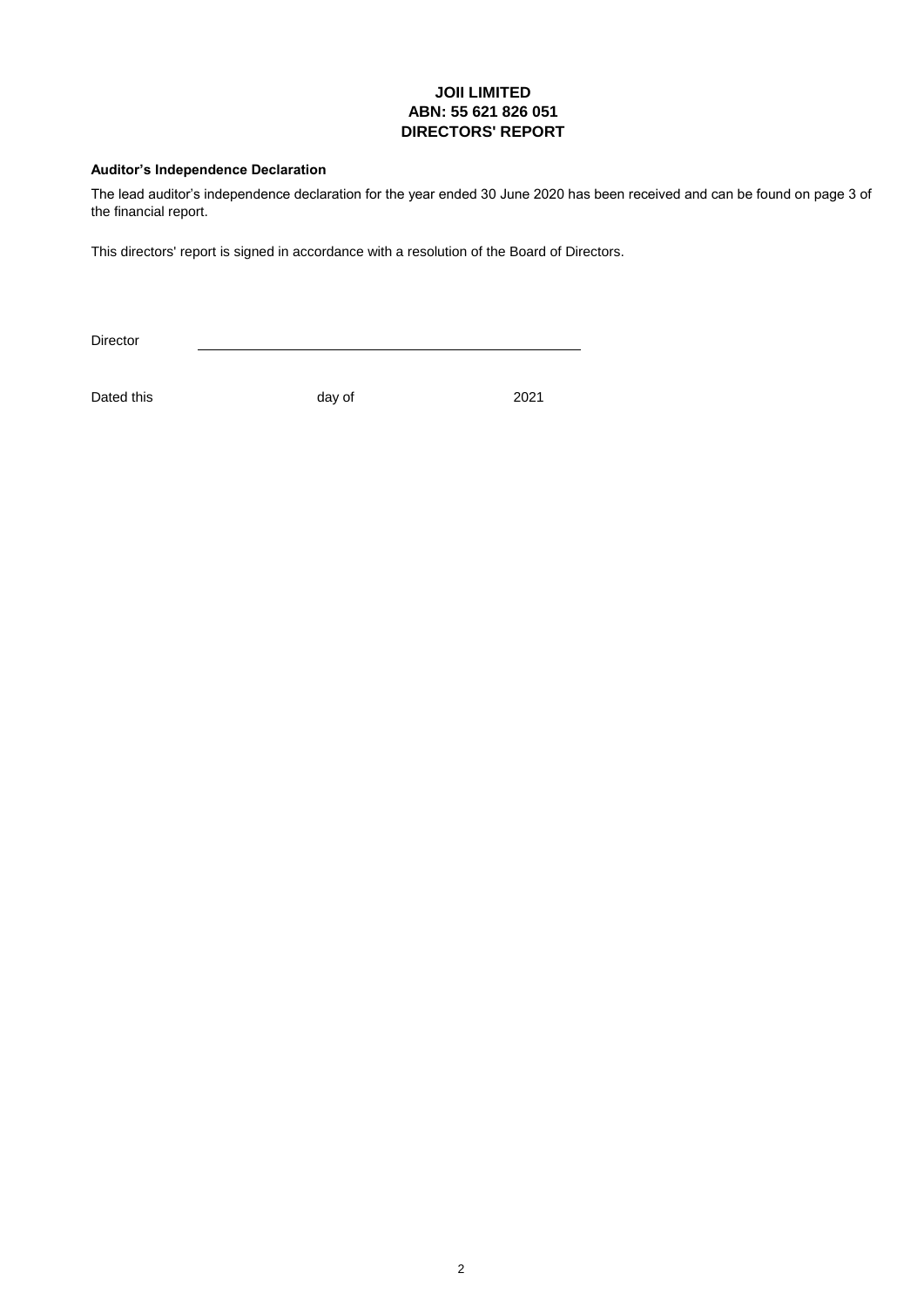**JOII LIMITED**
**ABN: 55 621 826 051**
**DIRECTORS' REPORT**

**Auditor's Independence Declaration**

The lead auditor's independence declaration for the year ended 30 June 2020 has been received and can be found on page 3 of the financial report.

This directors' report is signed in accordance with a resolution of the Board of Directors.

Director ______________________________________

Dated this day of 2021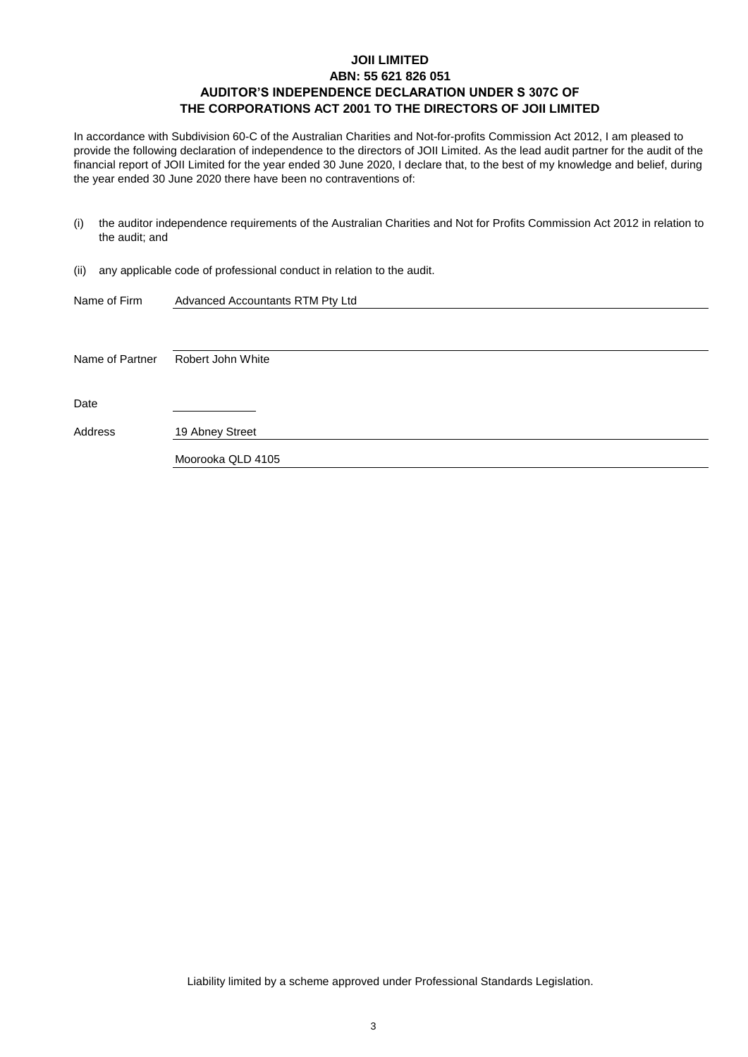# JOII LIMITED
## ABN: 55 621 826 051
## AUDITOR'S INDEPENDENCE DECLARATION UNDER S 307C OF THE CORPORATIONS ACT 2001 TO THE DIRECTORS OF JOII LIMITED

In accordance with Subdivision 60-C of the Australian Charities and Not-for-profits Commission Act 2012, I am pleased to provide the following declaration of independence to the directors of JOII Limited. As the lead audit partner for the audit of the financial report of JOII Limited for the year ended 30 June 2020, I declare that, to the best of my knowledge and belief, during the year ended 30 June 2020 there have been no contraventions of:

(i) the auditor independence requirements of the Australian Charities and Not for Profits Commission Act 2012 in relation to the audit; and

(ii) any applicable code of professional conduct in relation to the audit.

Name of Firm: Advanced Accountants RTM Pty Ltd

Name of Partner: Robert John White

Date: 

Address: 19 Abney Street
Moorooka QLD 4105

Liability limited by a scheme approved under Professional Standards Legislation.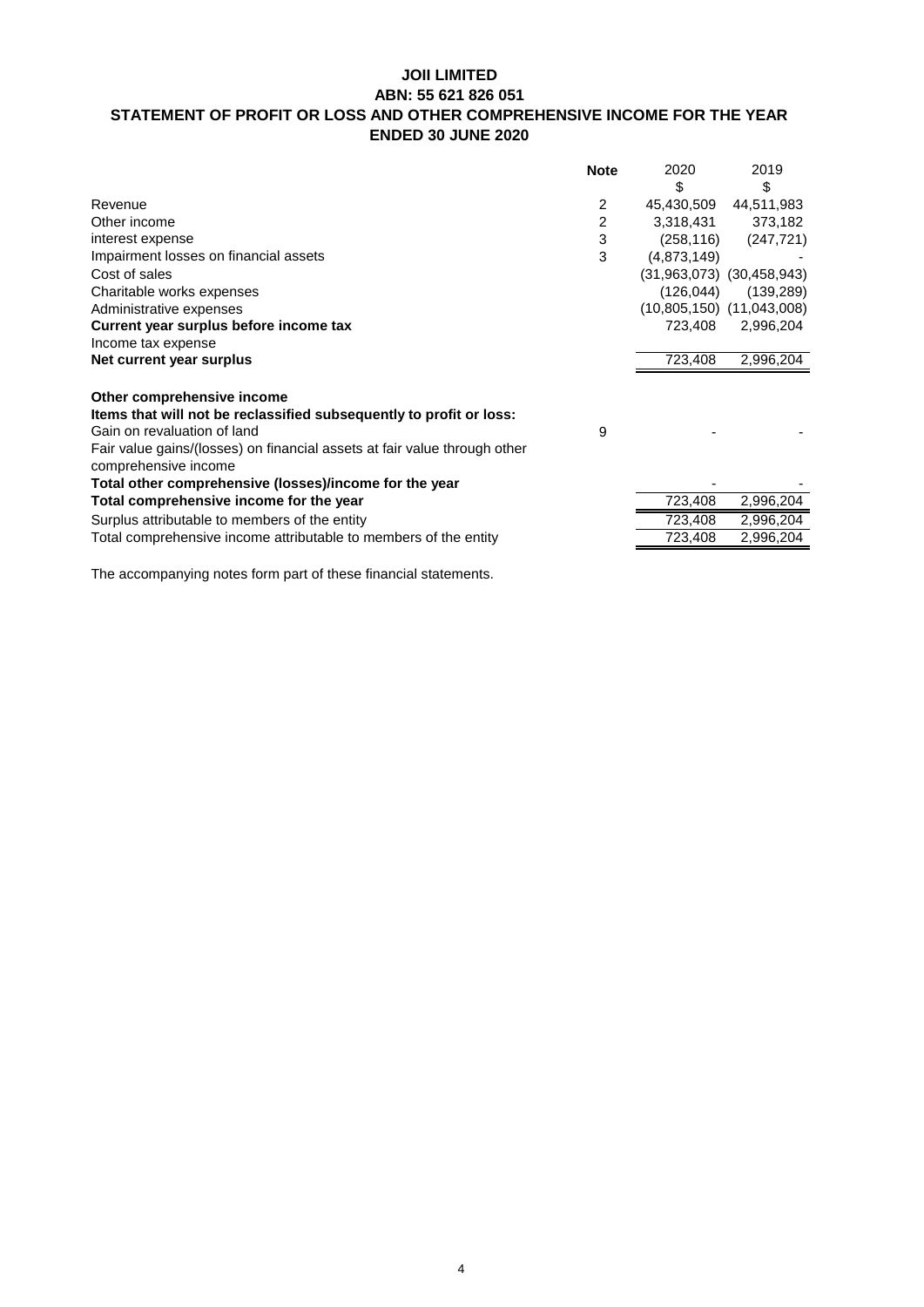# JOII LIMITED

## ABN: 55 621 826 051

## STATEMENT OF PROFIT OR LOSS AND OTHER COMPREHENSIVE INCOME FOR THE YEAR ENDED 30 JUNE 2020

| | Note | 2020 | 2019 |
|---|---|---|---|
| | | $ | $ |
| Revenue | 2 | 45,430,509 | 44,511,983 |
| Other income | 2 | 3,318,431 | 373,182 |
| interest expense | 3 | (258,116) | (247,721) |
| Impairment losses on financial assets | 3 | (4,873,149) | - |
| Cost of sales | | (31,963,073) | (30,458,943) |
| Charitable works expenses | | (126,044) | (139,289) |
| Administrative expenses | | (10,805,150) | (11,043,008) |
| **Current year surplus before income tax** | | 723,408 | 2,996,204 |
| Income tax expense | | | |
| **Net current year surplus** | | 723,408 | 2,996,204 |
| | | | |
| **Other comprehensive income** | | | |
| **Items that will not be reclassified subsequently to profit or loss:** | | | |
| Gain on revaluation of land | 9 | - | - |
| Fair value gains/(losses) on financial assets at fair value through other comprehensive income | | | |
| **Total other comprehensive (losses)/income for the year** | | - | - |
| **Total comprehensive income for the year** | | 723,408 | 2,996,204 |
| Surplus attributable to members of the entity | | 723,408 | 2,996,204 |
| Total comprehensive income attributable to members of the entity | | 723,408 | 2,996,204 |

The accompanying notes form part of these financial statements.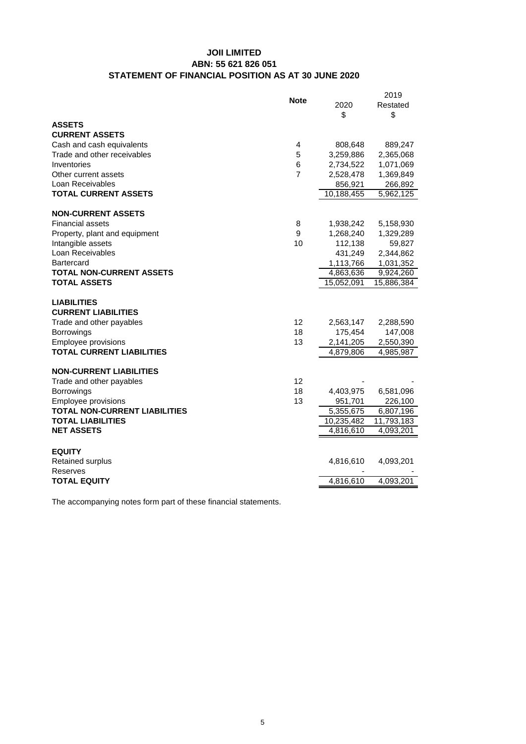# JOII LIMITED
## ABN: 55 621 826 051
## STATEMENT OF FINANCIAL POSITION AS AT 30 JUNE 2020

| | Note | 2020 $ | 2019 Restated $ |
|---|---|---|---|
| **ASSETS** | | | |
| **CURRENT ASSETS** | | | |
| Cash and cash equivalents | 4 | 808,648 | 889,247 |
| Trade and other receivables | 5 | 3,259,886 | 2,365,068 |
| Inventories | 6 | 2,734,522 | 1,071,069 |
| Other current assets | 7 | 2,528,478 | 1,369,849 |
| Loan Receivables | | 856,921 | 266,892 |
| **TOTAL CURRENT ASSETS** | | 10,188,455 | 5,962,125 |
| | | | |
| **NON-CURRENT ASSETS** | | | |
| Financial assets | 8 | 1,938,242 | 5,158,930 |
| Property, plant and equipment | 9 | 1,268,240 | 1,329,289 |
| Intangible assets | 10 | 112,138 | 59,827 |
| Loan Receivables | | 431,249 | 2,344,862 |
| Bartercard | | 1,113,766 | 1,031,352 |
| **TOTAL NON-CURRENT ASSETS** | | 4,863,636 | 9,924,260 |
| **TOTAL ASSETS** | | 15,052,091 | 15,886,384 |
| | | | |
| **LIABILITIES** | | | |
| **CURRENT LIABILITIES** | | | |
| Trade and other payables | 12 | 2,563,147 | 2,288,590 |
| Borrowings | 18 | 175,454 | 147,008 |
| Employee provisions | 13 | 2,141,205 | 2,550,390 |
| **TOTAL CURRENT LIABILITIES** | | 4,879,806 | 4,985,987 |
| | | | |
| **NON-CURRENT LIABILITIES** | | | |
| Trade and other payables | 12 | - | - |
| Borrowings | 18 | 4,403,975 | 6,581,096 |
| Employee provisions | 13 | 951,701 | 226,100 |
| **TOTAL NON-CURRENT LIABILITIES** | | 5,355,675 | 6,807,196 |
| **TOTAL LIABILITIES** | | 10,235,482 | 11,793,183 |
| **NET ASSETS** | | 4,816,610 | 4,093,201 |
| | | | |
| **EQUITY** | | | |
| Retained surplus | | 4,816,610 | 4,093,201 |
| Reserves | | - | - |
| **TOTAL EQUITY** | | 4,816,610 | 4,093,201 |

The accompanying notes form part of these financial statements.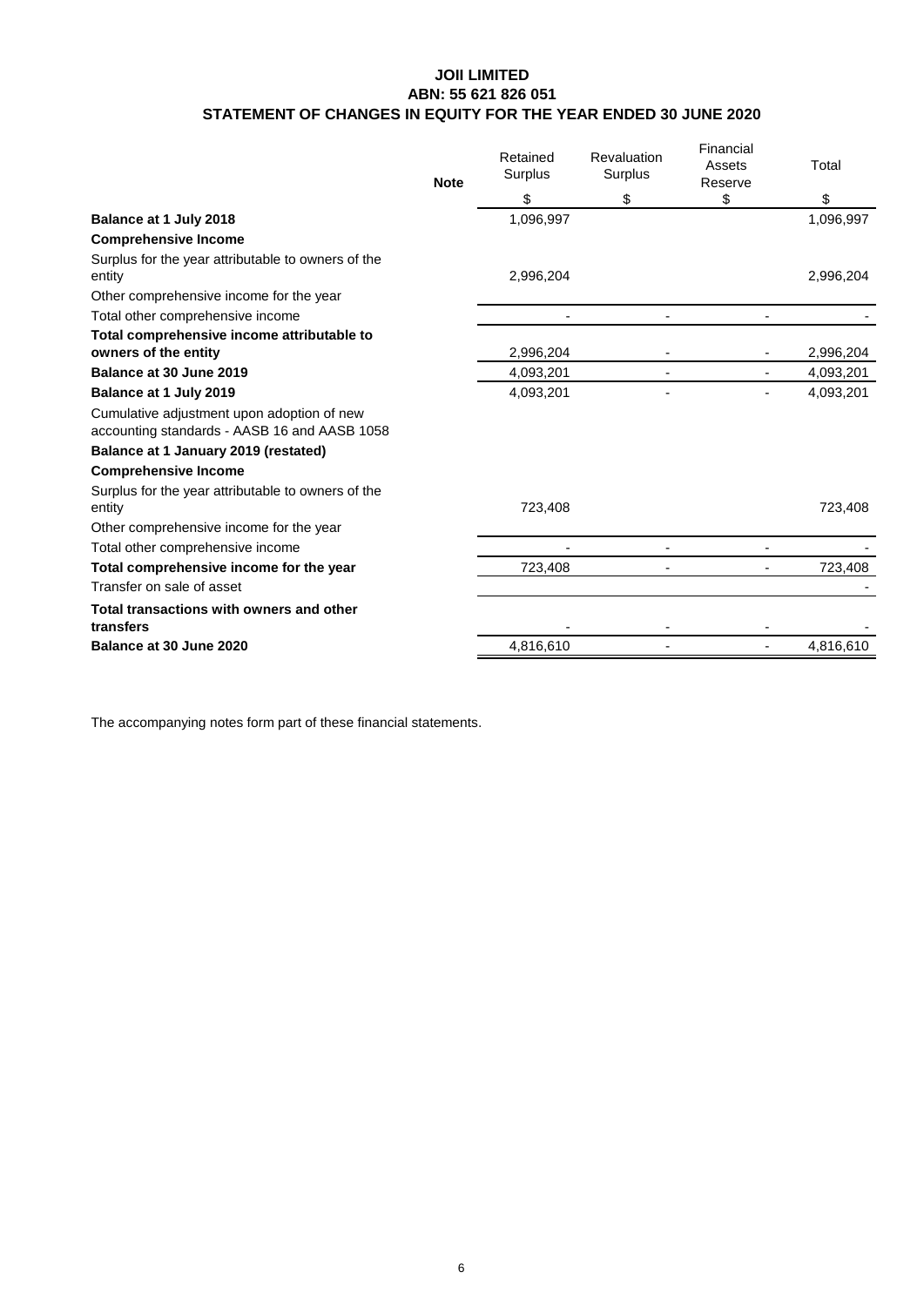**JOII LIMITED**
**ABN: 55 621 826 051**
**STATEMENT OF CHANGES IN EQUITY FOR THE YEAR ENDED 30 JUNE 2020**

| | Note | Retained Surplus | Revaluation Surplus | Financial Assets Reserve | Total |
|---|---|---|---|---|---|
| | | $ | $ | $ | $ |
| **Balance at 1 July 2018** | | 1,096,997 | | | 1,096,997 |
| **Comprehensive Income** | | | | | |
| Surplus for the year attributable to owners of the entity | | 2,996,204 | | | 2,996,204 |
| Other comprehensive income for the year | | | | | |
| Total other comprehensive income | | - | - | - | - |
| **Total comprehensive income attributable to owners of the entity** | | 2,996,204 | - | - | 2,996,204 |
| **Balance at 30 June 2019** | | 4,093,201 | - | - | 4,093,201 |
| **Balance at 1 July 2019** | | 4,093,201 | - | - | 4,093,201 |
| Cumulative adjustment upon adoption of new accounting standards - AASB 16 and AASB 1058 | | | | | |
| **Balance at 1 January 2019 (restated)** | | | | | |
| **Comprehensive Income** | | | | | |
| Surplus for the year attributable to owners of the entity | | 723,408 | | | 723,408 |
| Other comprehensive income for the year | | | | | |
| Total other comprehensive income | | - | - | - | - |
| **Total comprehensive income for the year** | | 723,408 | - | - | 723,408 |
| Transfer on sale of asset | | | | | - |
| **Total transactions with owners and other transfers** | | - | - | - | - |
| **Balance at 30 June 2020** | | 4,816,610 | - | - | 4,816,610 |

The accompanying notes form part of these financial statements.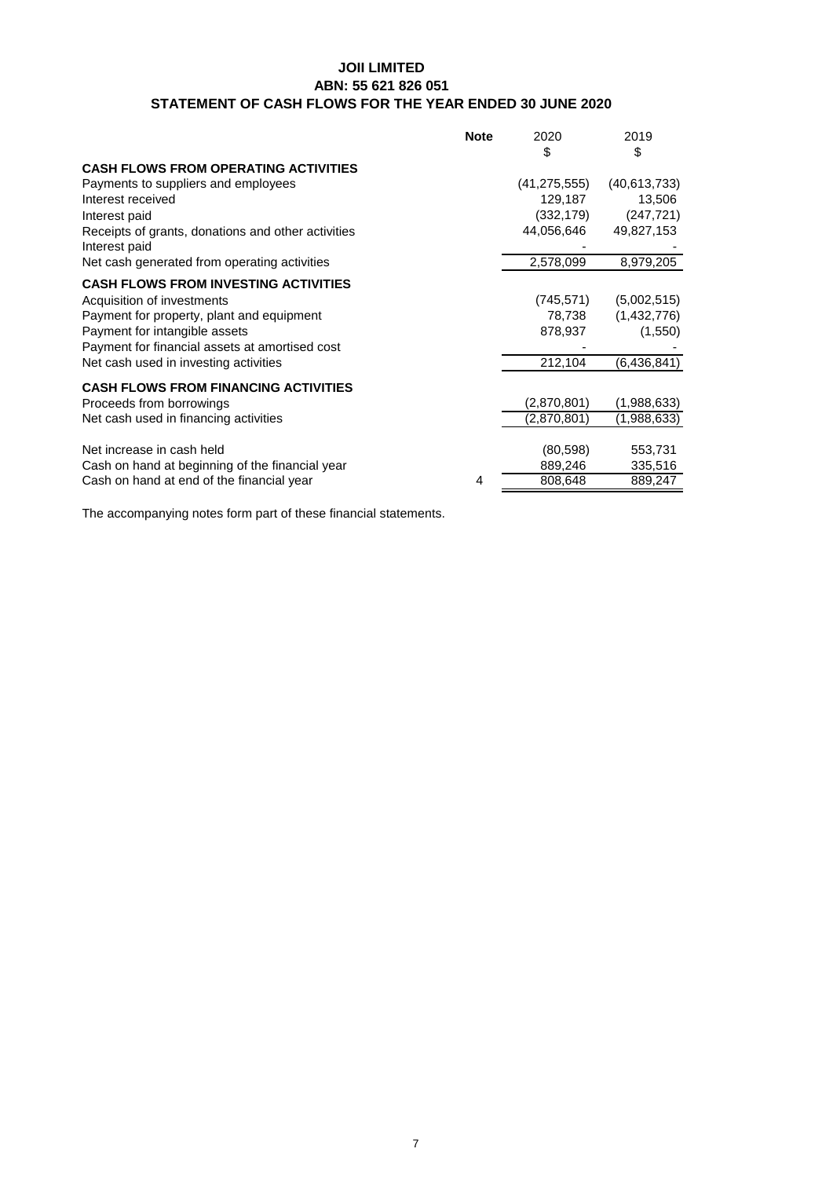# JOII LIMITED

## ABN: 55 621 826 051

## STATEMENT OF CASH FLOWS FOR THE YEAR ENDED 30 JUNE 2020

| | Note | 2020 | 2019 |
|---|---|---|---|
| | | $ | $ |
| **CASH FLOWS FROM OPERATING ACTIVITIES** | | | |
| Payments to suppliers and employees | | (41,275,555) | (40,613,733) |
| Interest received | | 129,187 | 13,506 |
| Interest paid | | (332,179) | (247,721) |
| Receipts of grants, donations and other activities | | 44,056,646 | 49,827,153 |
| Interest paid | | - | - |
| Net cash generated from operating activities | | 2,578,099 | 8,979,205 |
| **CASH FLOWS FROM INVESTING ACTIVITIES** | | | |
| Acquisition of investments | | (745,571) | (5,002,515) |
| Payment for property, plant and equipment | | 78,738 | (1,432,776) |
| Payment for intangible assets | | 878,937 | (1,550) |
| Payment for financial assets at amortised cost | | - | - |
| Net cash used in investing activities | | 212,104 | (6,436,841) |
| **CASH FLOWS FROM FINANCING ACTIVITIES** | | | |
| Proceeds from borrowings | | (2,870,801) | (1,988,633) |
| Net cash used in financing activities | | (2,870,801) | (1,988,633) |
| Net increase in cash held | | (80,598) | 553,731 |
| Cash on hand at beginning of the financial year | | 889,246 | 335,516 |
| Cash on hand at end of the financial year | 4 | 808,648 | 889,247 |

The accompanying notes form part of these financial statements.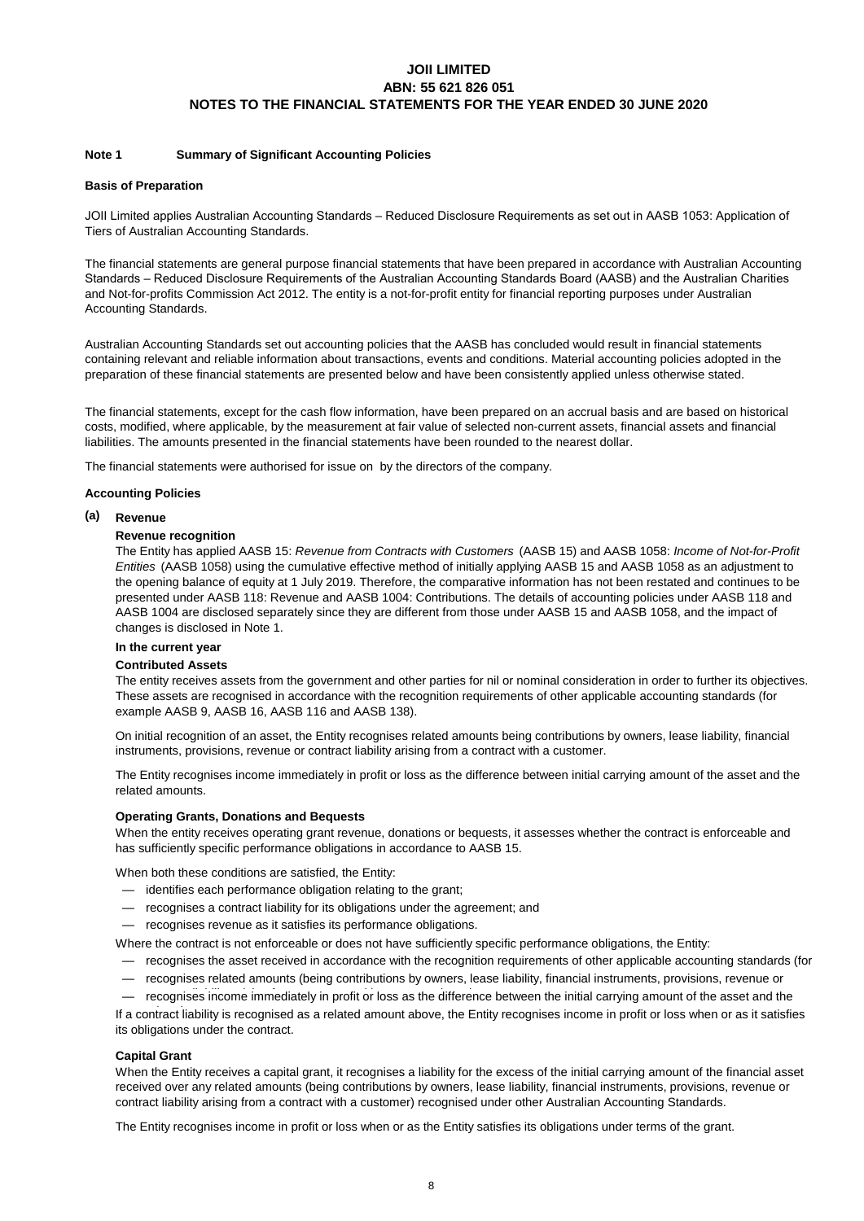# JOII LIMITED
# ABN: 55 621 826 051
# NOTES TO THE FINANCIAL STATEMENTS FOR THE YEAR ENDED 30 JUNE 2020

## Note 1 Summary of Significant Accounting Policies

### Basis of Preparation

JOII Limited applies Australian Accounting Standards – Reduced Disclosure Requirements as set out in AASB 1053: Application of Tiers of Australian Accounting Standards.

The financial statements are general purpose financial statements that have been prepared in accordance with Australian Accounting Standards – Reduced Disclosure Requirements of the Australian Accounting Standards Board (AASB) and the Australian Charities and Not-for-profits Commission Act 2012. The entity is a not-for-profit entity for financial reporting purposes under Australian Accounting Standards.

Australian Accounting Standards set out accounting policies that the AASB has concluded would result in financial statements containing relevant and reliable information about transactions, events and conditions. Material accounting policies adopted in the preparation of these financial statements are presented below and have been consistently applied unless otherwise stated.

The financial statements, except for the cash flow information, have been prepared on an accrual basis and are based on historical costs, modified, where applicable, by the measurement at fair value of selected non-current assets, financial assets and financial liabilities. The amounts presented in the financial statements have been rounded to the nearest dollar.

The financial statements were authorised for issue on by the directors of the company.

### Accounting Policies

#### (a) Revenue

**Revenue recognition**

The Entity has applied AASB 15: *Revenue from Contracts with Customers* (AASB 15) and AASB 1058: *Income of Not-for-Profit Entities* (AASB 1058) using the cumulative effective method of initially applying AASB 15 and AASB 1058 as an adjustment to the opening balance of equity at 1 July 2019. Therefore, the comparative information has not been restated and continues to be presented under AASB 118: Revenue and AASB 1004: Contributions. The details of accounting policies under AASB 118 and AASB 1004 are disclosed separately since they are different from those under AASB 15 and AASB 1058, and the impact of changes is disclosed in Note 1.

**In the current year**

**Contributed Assets**

The entity receives assets from the government and other parties for nil or nominal consideration in order to further its objectives. These assets are recognised in accordance with the recognition requirements of other applicable accounting standards (for example AASB 9, AASB 16, AASB 116 and AASB 138).

On initial recognition of an asset, the Entity recognises related amounts being contributions by owners, lease liability, financial instruments, provisions, revenue or contract liability arising from a contract with a customer.

The Entity recognises income immediately in profit or loss as the difference between initial carrying amount of the asset and the related amounts.

**Operating Grants, Donations and Bequests**

When the entity receives operating grant revenue, donations or bequests, it assesses whether the contract is enforceable and has sufficiently specific performance obligations in accordance to AASB 15.

When both these conditions are satisfied, the Entity:

- identifies each performance obligation relating to the grant;
- recognises a contract liability for its obligations under the agreement; and
- recognises revenue as it satisfies its performance obligations.

Where the contract is not enforceable or does not have sufficiently specific performance obligations, the Entity:

- recognises the asset received in accordance with the recognition requirements of other applicable accounting standards (for
- recognises related amounts (being contributions by owners, lease liability, financial instruments, provisions, revenue or
- recognises income immediately in profit or loss as the difference between the initial carrying amount of the asset and the

If a contract liability is recognised as a related amount above, the Entity recognises income in profit or loss when or as it satisfies its obligations under the contract.

**Capital Grant**

When the Entity receives a capital grant, it recognises a liability for the excess of the initial carrying amount of the financial asset received over any related amounts (being contributions by owners, lease liability, financial instruments, provisions, revenue or contract liability arising from a contract with a customer) recognised under other Australian Accounting Standards.

The Entity recognises income in profit or loss when or as the Entity satisfies its obligations under terms of the grant.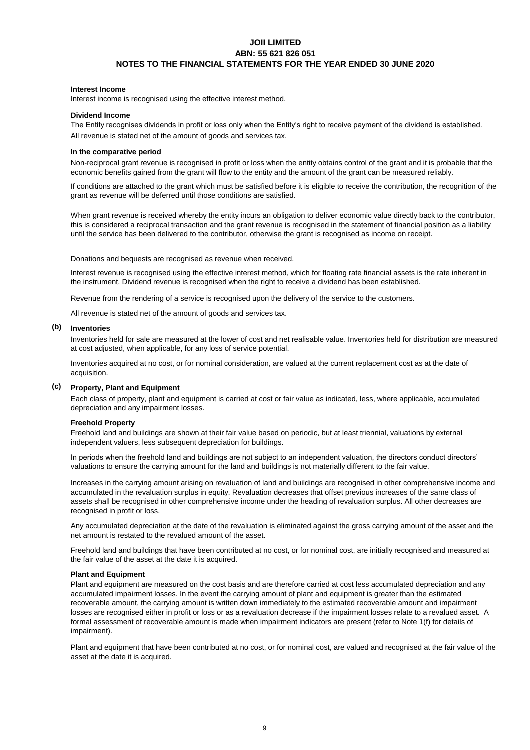**Interest Income**

Interest income is recognised using the effective interest method.

**Dividend Income**

The Entity recognises dividends in profit or loss only when the Entity's right to receive payment of the dividend is established.

All revenue is stated net of the amount of goods and services tax.

**In the comparative period**

Non-reciprocal grant revenue is recognised in profit or loss when the entity obtains control of the grant and it is probable that the economic benefits gained from the grant will flow to the entity and the amount of the grant can be measured reliably.

If conditions are attached to the grant which must be satisfied before it is eligible to receive the contribution, the recognition of the grant as revenue will be deferred until those conditions are satisfied.

When grant revenue is received whereby the entity incurs an obligation to deliver economic value directly back to the contributor, this is considered a reciprocal transaction and the grant revenue is recognised in the statement of financial position as a liability until the service has been delivered to the contributor, otherwise the grant is recognised as income on receipt.

Donations and bequests are recognised as revenue when received.

Interest revenue is recognised using the effective interest method, which for floating rate financial assets is the rate inherent in the instrument. Dividend revenue is recognised when the right to receive a dividend has been established.

Revenue from the rendering of a service is recognised upon the delivery of the service to the customers.

All revenue is stated net of the amount of goods and services tax.

**(b) Inventories**

Inventories held for sale are measured at the lower of cost and net realisable value. Inventories held for distribution are measured at cost adjusted, when applicable, for any loss of service potential.

Inventories acquired at no cost, or for nominal consideration, are valued at the current replacement cost as at the date of acquisition.

**(c) Property, Plant and Equipment**

Each class of property, plant and equipment is carried at cost or fair value as indicated, less, where applicable, accumulated depreciation and any impairment losses.

**Freehold Property**

Freehold land and buildings are shown at their fair value based on periodic, but at least triennial, valuations by external independent valuers, less subsequent depreciation for buildings.

In periods when the freehold land and buildings are not subject to an independent valuation, the directors conduct directors' valuations to ensure the carrying amount for the land and buildings is not materially different to the fair value.

Increases in the carrying amount arising on revaluation of land and buildings are recognised in other comprehensive income and accumulated in the revaluation surplus in equity. Revaluation decreases that offset previous increases of the same class of assets shall be recognised in other comprehensive income under the heading of revaluation surplus. All other decreases are recognised in profit or loss.

Any accumulated depreciation at the date of the revaluation is eliminated against the gross carrying amount of the asset and the net amount is restated to the revalued amount of the asset.

Freehold land and buildings that have been contributed at no cost, or for nominal cost, are initially recognised and measured at the fair value of the asset at the date it is acquired.

**Plant and Equipment**

Plant and equipment are measured on the cost basis and are therefore carried at cost less accumulated depreciation and any accumulated impairment losses. In the event the carrying amount of plant and equipment is greater than the estimated recoverable amount, the carrying amount is written down immediately to the estimated recoverable amount and impairment losses are recognised either in profit or loss or as a revaluation decrease if the impairment losses relate to a revalued asset. A formal assessment of recoverable amount is made when impairment indicators are present (refer to Note 1(f) for details of impairment).

Plant and equipment that have been contributed at no cost, or for nominal cost, are valued and recognised at the fair value of the asset at the date it is acquired.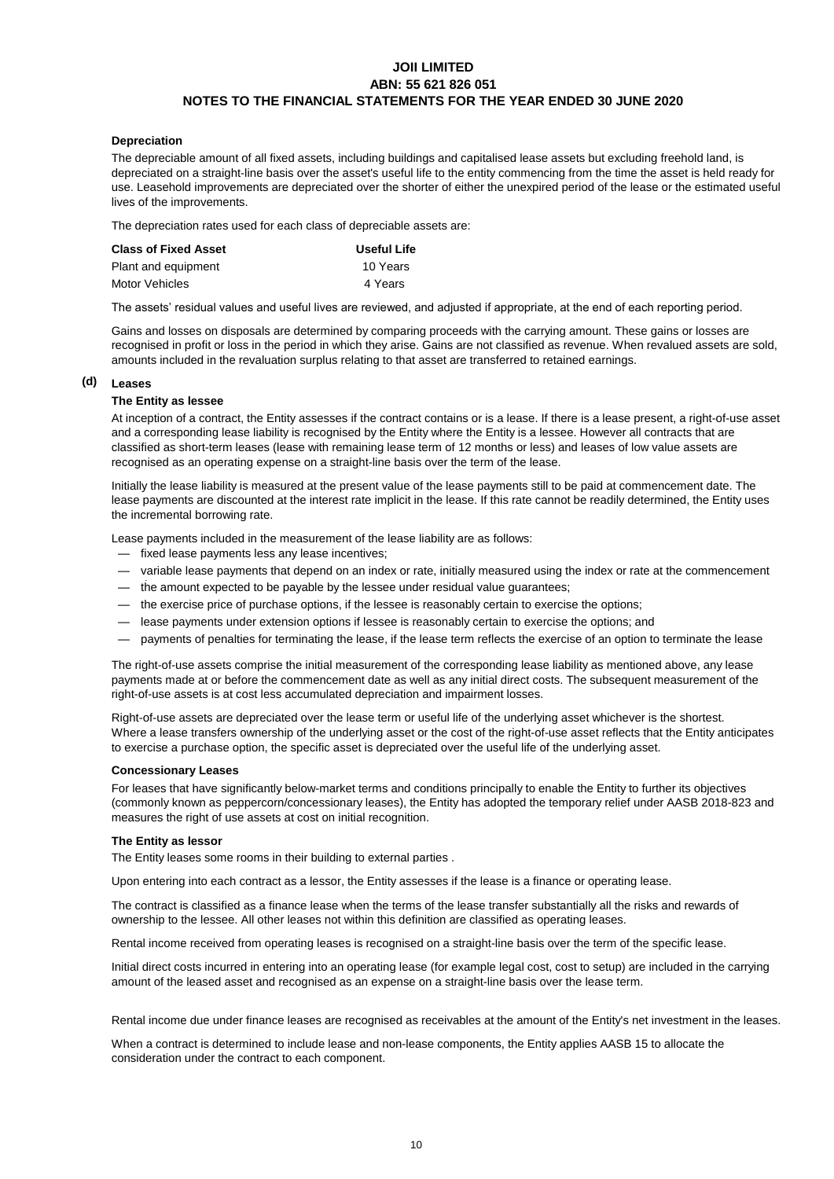**Depreciation**

The depreciable amount of all fixed assets, including buildings and capitalised lease assets but excluding freehold land, is depreciated on a straight-line basis over the asset's useful life to the entity commencing from the time the asset is held ready for use. Leasehold improvements are depreciated over the shorter of either the unexpired period of the lease or the estimated useful lives of the improvements.

The depreciation rates used for each class of depreciable assets are:

| Class of Fixed Asset | Useful Life |
| --- | --- |
| Plant and equipment | 10 Years |
| Motor Vehicles | 4 Years |

The assets' residual values and useful lives are reviewed, and adjusted if appropriate, at the end of each reporting period.

Gains and losses on disposals are determined by comparing proceeds with the carrying amount. These gains or losses are recognised in profit or loss in the period in which they arise. Gains are not classified as revenue. When revalued assets are sold, amounts included in the revaluation surplus relating to that asset are transferred to retained earnings.

## (d) Leases

**The Entity as lessee**

At inception of a contract, the Entity assesses if the contract contains or is a lease. If there is a lease present, a right-of-use asset and a corresponding lease liability is recognised by the Entity where the Entity is a lessee. However all contracts that are classified as short-term leases (lease with remaining lease term of 12 months or less) and leases of low value assets are recognised as an operating expense on a straight-line basis over the term of the lease.

Initially the lease liability is measured at the present value of the lease payments still to be paid at commencement date. The lease payments are discounted at the interest rate implicit in the lease. If this rate cannot be readily determined, the Entity uses the incremental borrowing rate.

Lease payments included in the measurement of the lease liability are as follows:

- fixed lease payments less any lease incentives;
- variable lease payments that depend on an index or rate, initially measured using the index or rate at the commencement
- the amount expected to be payable by the lessee under residual value guarantees;
- the exercise price of purchase options, if the lessee is reasonably certain to exercise the options;
- lease payments under extension options if lessee is reasonably certain to exercise the options; and
- payments of penalties for terminating the lease, if the lease term reflects the exercise of an option to terminate the lease

The right-of-use assets comprise the initial measurement of the corresponding lease liability as mentioned above, any lease payments made at or before the commencement date as well as any initial direct costs. The subsequent measurement of the right-of-use assets is at cost less accumulated depreciation and impairment losses.

Right-of-use assets are depreciated over the lease term or useful life of the underlying asset whichever is the shortest. Where a lease transfers ownership of the underlying asset or the cost of the right-of-use asset reflects that the Entity anticipates to exercise a purchase option, the specific asset is depreciated over the useful life of the underlying asset.

**Concessionary Leases**

For leases that have significantly below-market terms and conditions principally to enable the Entity to further its objectives (commonly known as peppercorn/concessionary leases), the Entity has adopted the temporary relief under AASB 2018-823 and measures the right of use assets at cost on initial recognition.

**The Entity as lessor**

The Entity leases some rooms in their building to external parties .

Upon entering into each contract as a lessor, the Entity assesses if the lease is a finance or operating lease.

The contract is classified as a finance lease when the terms of the lease transfer substantially all the risks and rewards of ownership to the lessee. All other leases not within this definition are classified as operating leases.

Rental income received from operating leases is recognised on a straight-line basis over the term of the specific lease.

Initial direct costs incurred in entering into an operating lease (for example legal cost, cost to setup) are included in the carrying amount of the leased asset and recognised as an expense on a straight-line basis over the lease term.

Rental income due under finance leases are recognised as receivables at the amount of the Entity's net investment in the leases.

When a contract is determined to include lease and non-lease components, the Entity applies AASB 15 to allocate the consideration under the contract to each component.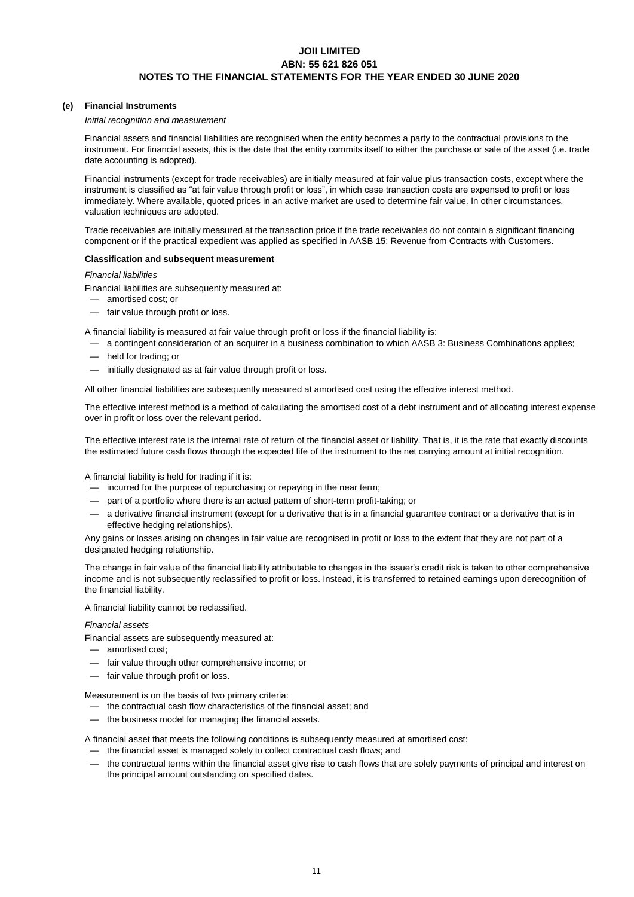### (e) Financial Instruments

*Initial recognition and measurement*

Financial assets and financial liabilities are recognised when the entity becomes a party to the contractual provisions to the instrument. For financial assets, this is the date that the entity commits itself to either the purchase or sale of the asset (i.e. trade date accounting is adopted).

Financial instruments (except for trade receivables) are initially measured at fair value plus transaction costs, except where the instrument is classified as "at fair value through profit or loss", in which case transaction costs are expensed to profit or loss immediately. Where available, quoted prices in an active market are used to determine fair value. In other circumstances, valuation techniques are adopted.

Trade receivables are initially measured at the transaction price if the trade receivables do not contain a significant financing component or if the practical expedient was applied as specified in AASB 15: Revenue from Contracts with Customers.

**Classification and subsequent measurement**

*Financial liabilities*

Financial liabilities are subsequently measured at:

- amortised cost; or
- fair value through profit or loss.

A financial liability is measured at fair value through profit or loss if the financial liability is:

- a contingent consideration of an acquirer in a business combination to which AASB 3: Business Combinations applies;
- held for trading; or
- initially designated as at fair value through profit or loss.

All other financial liabilities are subsequently measured at amortised cost using the effective interest method.

The effective interest method is a method of calculating the amortised cost of a debt instrument and of allocating interest expense over in profit or loss over the relevant period.

The effective interest rate is the internal rate of return of the financial asset or liability. That is, it is the rate that exactly discounts the estimated future cash flows through the expected life of the instrument to the net carrying amount at initial recognition.

A financial liability is held for trading if it is:

- incurred for the purpose of repurchasing or repaying in the near term;
- part of a portfolio where there is an actual pattern of short-term profit-taking; or
- a derivative financial instrument (except for a derivative that is in a financial guarantee contract or a derivative that is in effective hedging relationships).

Any gains or losses arising on changes in fair value are recognised in profit or loss to the extent that they are not part of a designated hedging relationship.

The change in fair value of the financial liability attributable to changes in the issuer's credit risk is taken to other comprehensive income and is not subsequently reclassified to profit or loss. Instead, it is transferred to retained earnings upon derecognition of the financial liability.

A financial liability cannot be reclassified.

*Financial assets*

Financial assets are subsequently measured at:

- amortised cost;
- fair value through other comprehensive income; or
- fair value through profit or loss.

Measurement is on the basis of two primary criteria:

- the contractual cash flow characteristics of the financial asset; and
- the business model for managing the financial assets.

A financial asset that meets the following conditions is subsequently measured at amortised cost:

- the financial asset is managed solely to collect contractual cash flows; and
- the contractual terms within the financial asset give rise to cash flows that are solely payments of principal and interest on the principal amount outstanding on specified dates.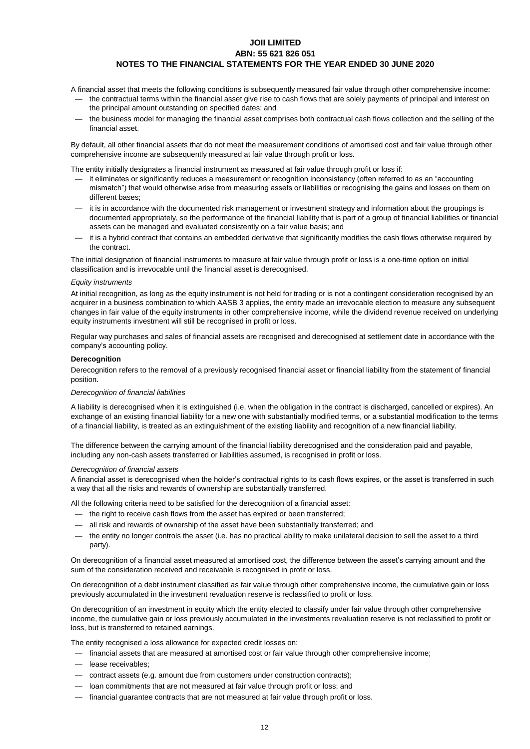A financial asset that meets the following conditions is subsequently measured fair value through other comprehensive income:

- the contractual terms within the financial asset give rise to cash flows that are solely payments of principal and interest on the principal amount outstanding on specified dates; and
- the business model for managing the financial asset comprises both contractual cash flows collection and the selling of the financial asset.

By default, all other financial assets that do not meet the measurement conditions of amortised cost and fair value through other comprehensive income are subsequently measured at fair value through profit or loss.

The entity initially designates a financial instrument as measured at fair value through profit or loss if:

- it eliminates or significantly reduces a measurement or recognition inconsistency (often referred to as an "accounting mismatch") that would otherwise arise from measuring assets or liabilities or recognising the gains and losses on them on different bases;
- it is in accordance with the documented risk management or investment strategy and information about the groupings is documented appropriately, so the performance of the financial liability that is part of a group of financial liabilities or financial assets can be managed and evaluated consistently on a fair value basis; and
- it is a hybrid contract that contains an embedded derivative that significantly modifies the cash flows otherwise required by the contract.

The initial designation of financial instruments to measure at fair value through profit or loss is a one-time option on initial classification and is irrevocable until the financial asset is derecognised.

*Equity instruments*

At initial recognition, as long as the equity instrument is not held for trading or is not a contingent consideration recognised by an acquirer in a business combination to which AASB 3 applies, the entity made an irrevocable election to measure any subsequent changes in fair value of the equity instruments in other comprehensive income, while the dividend revenue received on underlying equity instruments investment will still be recognised in profit or loss.

Regular way purchases and sales of financial assets are recognised and derecognised at settlement date in accordance with the company's accounting policy.

**Derecognition**

Derecognition refers to the removal of a previously recognised financial asset or financial liability from the statement of financial position.

*Derecognition of financial liabilities*

A liability is derecognised when it is extinguished (i.e. when the obligation in the contract is discharged, cancelled or expires). An exchange of an existing financial liability for a new one with substantially modified terms, or a substantial modification to the terms of a financial liability, is treated as an extinguishment of the existing liability and recognition of a new financial liability.

The difference between the carrying amount of the financial liability derecognised and the consideration paid and payable, including any non-cash assets transferred or liabilities assumed, is recognised in profit or loss.

*Derecognition of financial assets*

A financial asset is derecognised when the holder's contractual rights to its cash flows expires, or the asset is transferred in such a way that all the risks and rewards of ownership are substantially transferred.

All the following criteria need to be satisfied for the derecognition of a financial asset:

- the right to receive cash flows from the asset has expired or been transferred;
- all risk and rewards of ownership of the asset have been substantially transferred; and
- the entity no longer controls the asset (i.e. has no practical ability to make unilateral decision to sell the asset to a third party).

On derecognition of a financial asset measured at amortised cost, the difference between the asset's carrying amount and the sum of the consideration received and receivable is recognised in profit or loss.

On derecognition of a debt instrument classified as fair value through other comprehensive income, the cumulative gain or loss previously accumulated in the investment revaluation reserve is reclassified to profit or loss.

On derecognition of an investment in equity which the entity elected to classify under fair value through other comprehensive income, the cumulative gain or loss previously accumulated in the investments revaluation reserve is not reclassified to profit or loss, but is transferred to retained earnings.

The entity recognised a loss allowance for expected credit losses on:

- financial assets that are measured at amortised cost or fair value through other comprehensive income;
- lease receivables;
- contract assets (e.g. amount due from customers under construction contracts);
- loan commitments that are not measured at fair value through profit or loss; and
- financial guarantee contracts that are not measured at fair value through profit or loss.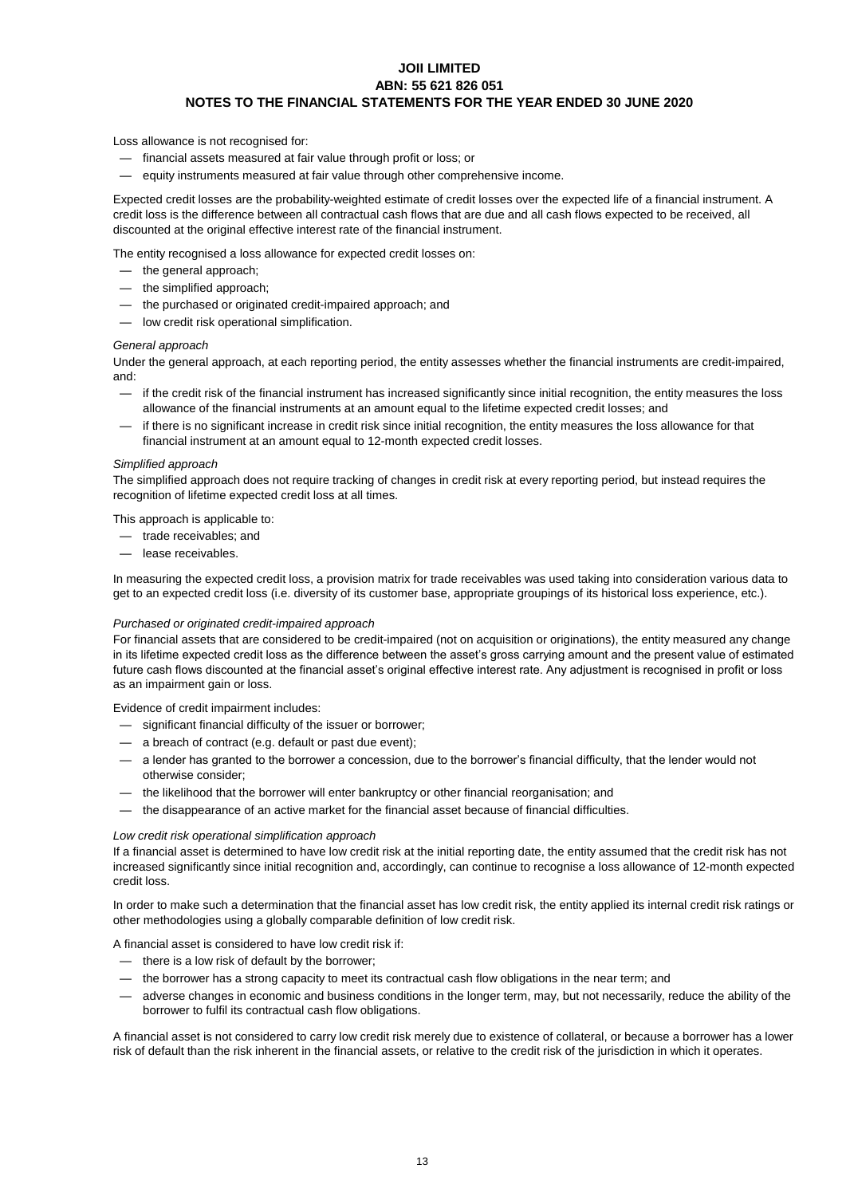Loss allowance is not recognised for:

- financial assets measured at fair value through profit or loss; or
- equity instruments measured at fair value through other comprehensive income.

Expected credit losses are the probability-weighted estimate of credit losses over the expected life of a financial instrument. A credit loss is the difference between all contractual cash flows that are due and all cash flows expected to be received, all discounted at the original effective interest rate of the financial instrument.

The entity recognised a loss allowance for expected credit losses on:

- the general approach;
- the simplified approach;
- the purchased or originated credit-impaired approach; and
- low credit risk operational simplification.

*General approach*

Under the general approach, at each reporting period, the entity assesses whether the financial instruments are credit-impaired, and:

- if the credit risk of the financial instrument has increased significantly since initial recognition, the entity measures the loss allowance of the financial instruments at an amount equal to the lifetime expected credit losses; and
- if there is no significant increase in credit risk since initial recognition, the entity measures the loss allowance for that financial instrument at an amount equal to 12-month expected credit losses.

*Simplified approach*

The simplified approach does not require tracking of changes in credit risk at every reporting period, but instead requires the recognition of lifetime expected credit loss at all times.

This approach is applicable to:

- trade receivables; and
- lease receivables.

In measuring the expected credit loss, a provision matrix for trade receivables was used taking into consideration various data to get to an expected credit loss (i.e. diversity of its customer base, appropriate groupings of its historical loss experience, etc.).

*Purchased or originated credit-impaired approach*

For financial assets that are considered to be credit-impaired (not on acquisition or originations), the entity measured any change in its lifetime expected credit loss as the difference between the asset's gross carrying amount and the present value of estimated future cash flows discounted at the financial asset's original effective interest rate. Any adjustment is recognised in profit or loss as an impairment gain or loss.

Evidence of credit impairment includes:

- significant financial difficulty of the issuer or borrower;
- a breach of contract (e.g. default or past due event);
- a lender has granted to the borrower a concession, due to the borrower's financial difficulty, that the lender would not otherwise consider;
- the likelihood that the borrower will enter bankruptcy or other financial reorganisation; and
- the disappearance of an active market for the financial asset because of financial difficulties.

*Low credit risk operational simplification approach*

If a financial asset is determined to have low credit risk at the initial reporting date, the entity assumed that the credit risk has not increased significantly since initial recognition and, accordingly, can continue to recognise a loss allowance of 12-month expected credit loss.

In order to make such a determination that the financial asset has low credit risk, the entity applied its internal credit risk ratings or other methodologies using a globally comparable definition of low credit risk.

A financial asset is considered to have low credit risk if:

- there is a low risk of default by the borrower;
- the borrower has a strong capacity to meet its contractual cash flow obligations in the near term; and
- adverse changes in economic and business conditions in the longer term, may, but not necessarily, reduce the ability of the borrower to fulfil its contractual cash flow obligations.

A financial asset is not considered to carry low credit risk merely due to existence of collateral, or because a borrower has a lower risk of default than the risk inherent in the financial assets, or relative to the credit risk of the jurisdiction in which it operates.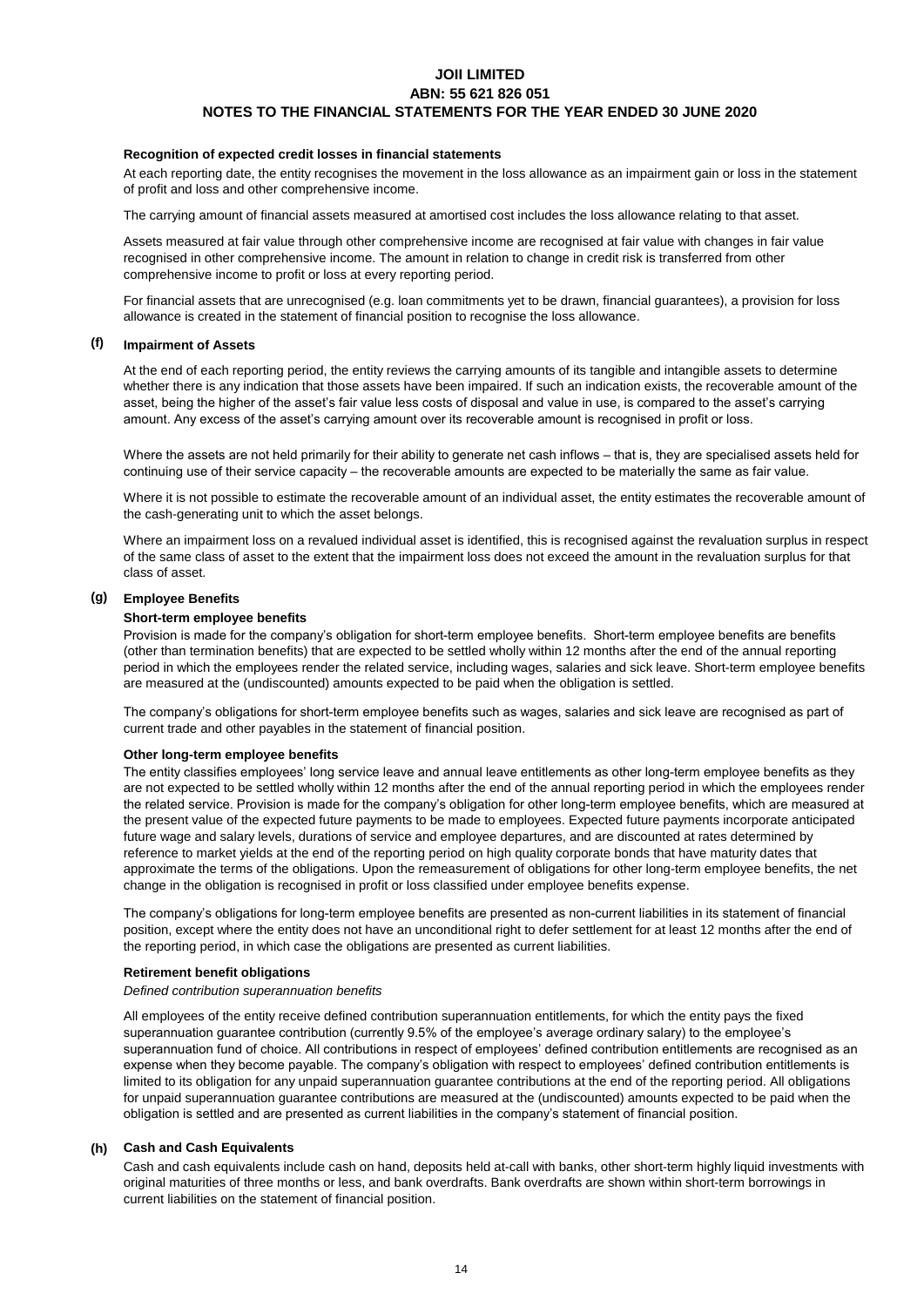**Recognition of expected credit losses in financial statements**

At each reporting date, the entity recognises the movement in the loss allowance as an impairment gain or loss in the statement of profit and loss and other comprehensive income.

The carrying amount of financial assets measured at amortised cost includes the loss allowance relating to that asset.

Assets measured at fair value through other comprehensive income are recognised at fair value with changes in fair value recognised in other comprehensive income. The amount in relation to change in credit risk is transferred from other comprehensive income to profit or loss at every reporting period.

For financial assets that are unrecognised (e.g. loan commitments yet to be drawn, financial guarantees), a provision for loss allowance is created in the statement of financial position to recognise the loss allowance.

## (f) Impairment of Assets

At the end of each reporting period, the entity reviews the carrying amounts of its tangible and intangible assets to determine whether there is any indication that those assets have been impaired. If such an indication exists, the recoverable amount of the asset, being the higher of the asset's fair value less costs of disposal and value in use, is compared to the asset's carrying amount. Any excess of the asset's carrying amount over its recoverable amount is recognised in profit or loss.

Where the assets are not held primarily for their ability to generate net cash inflows – that is, they are specialised assets held for continuing use of their service capacity – the recoverable amounts are expected to be materially the same as fair value.

Where it is not possible to estimate the recoverable amount of an individual asset, the entity estimates the recoverable amount of the cash-generating unit to which the asset belongs.

Where an impairment loss on a revalued individual asset is identified, this is recognised against the revaluation surplus in respect of the same class of asset to the extent that the impairment loss does not exceed the amount in the revaluation surplus for that class of asset.

## (g) Employee Benefits

**Short-term employee benefits**

Provision is made for the company's obligation for short-term employee benefits. Short-term employee benefits are benefits (other than termination benefits) that are expected to be settled wholly within 12 months after the end of the annual reporting period in which the employees render the related service, including wages, salaries and sick leave. Short-term employee benefits are measured at the (undiscounted) amounts expected to be paid when the obligation is settled.

The company's obligations for short-term employee benefits such as wages, salaries and sick leave are recognised as part of current trade and other payables in the statement of financial position.

**Other long-term employee benefits**

The entity classifies employees' long service leave and annual leave entitlements as other long-term employee benefits as they are not expected to be settled wholly within 12 months after the end of the annual reporting period in which the employees render the related service. Provision is made for the company's obligation for other long-term employee benefits, which are measured at the present value of the expected future payments to be made to employees. Expected future payments incorporate anticipated future wage and salary levels, durations of service and employee departures, and are discounted at rates determined by reference to market yields at the end of the reporting period on high quality corporate bonds that have maturity dates that approximate the terms of the obligations. Upon the remeasurement of obligations for other long-term employee benefits, the net change in the obligation is recognised in profit or loss classified under employee benefits expense.

The company's obligations for long-term employee benefits are presented as non-current liabilities in its statement of financial position, except where the entity does not have an unconditional right to defer settlement for at least 12 months after the end of the reporting period, in which case the obligations are presented as current liabilities.

**Retirement benefit obligations**

*Defined contribution superannuation benefits*

All employees of the entity receive defined contribution superannuation entitlements, for which the entity pays the fixed superannuation guarantee contribution (currently 9.5% of the employee's average ordinary salary) to the employee's superannuation fund of choice. All contributions in respect of employees' defined contribution entitlements are recognised as an expense when they become payable. The company's obligation with respect to employees' defined contribution entitlements is limited to its obligation for any unpaid superannuation guarantee contributions at the end of the reporting period. All obligations for unpaid superannuation guarantee contributions are measured at the (undiscounted) amounts expected to be paid when the obligation is settled and are presented as current liabilities in the company's statement of financial position.

## (h) Cash and Cash Equivalents

Cash and cash equivalents include cash on hand, deposits held at-call with banks, other short-term highly liquid investments with original maturities of three months or less, and bank overdrafts. Bank overdrafts are shown within short-term borrowings in current liabilities on the statement of financial position.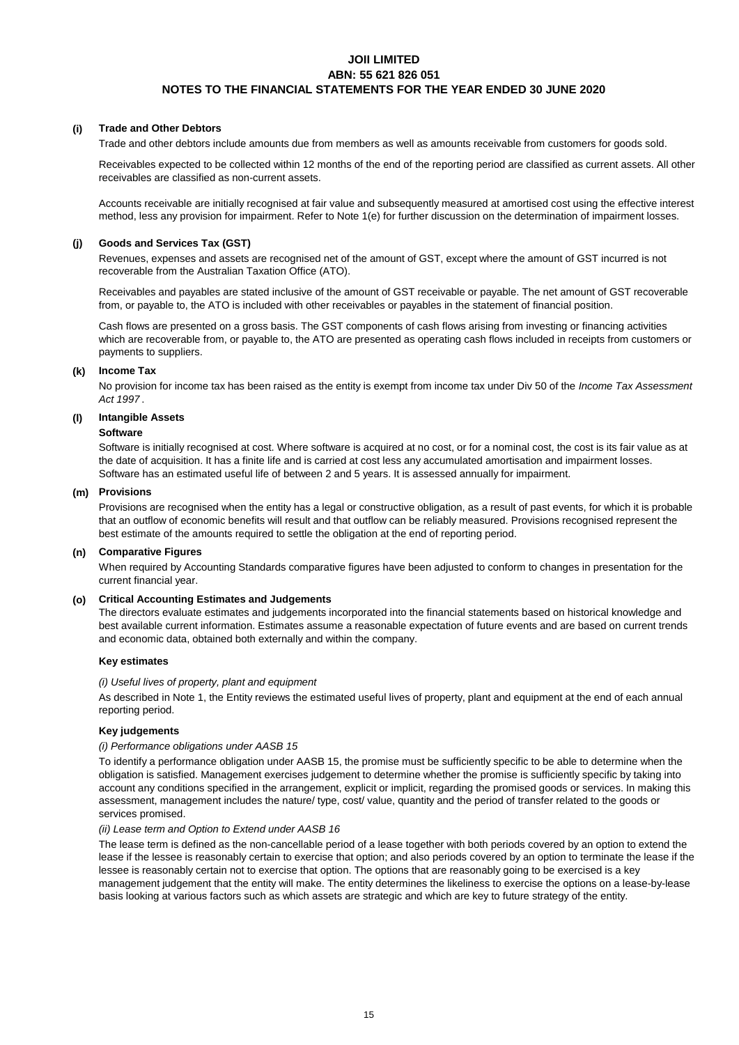**(i) Trade and Other Debtors**

Trade and other debtors include amounts due from members as well as amounts receivable from customers for goods sold.

Receivables expected to be collected within 12 months of the end of the reporting period are classified as current assets. All other receivables are classified as non-current assets.

Accounts receivable are initially recognised at fair value and subsequently measured at amortised cost using the effective interest method, less any provision for impairment. Refer to Note 1(e) for further discussion on the determination of impairment losses.

**(j) Goods and Services Tax (GST)**

Revenues, expenses and assets are recognised net of the amount of GST, except where the amount of GST incurred is not recoverable from the Australian Taxation Office (ATO).

Receivables and payables are stated inclusive of the amount of GST receivable or payable. The net amount of GST recoverable from, or payable to, the ATO is included with other receivables or payables in the statement of financial position.

Cash flows are presented on a gross basis. The GST components of cash flows arising from investing or financing activities which are recoverable from, or payable to, the ATO are presented as operating cash flows included in receipts from customers or payments to suppliers.

**(k) Income Tax**

No provision for income tax has been raised as the entity is exempt from income tax under Div 50 of the *Income Tax Assessment Act 1997* .

**(l) Intangible Assets**

**Software**

Software is initially recognised at cost. Where software is acquired at no cost, or for a nominal cost, the cost is its fair value as at the date of acquisition. It has a finite life and is carried at cost less any accumulated amortisation and impairment losses. Software has an estimated useful life of between 2 and 5 years. It is assessed annually for impairment.

**(m) Provisions**

Provisions are recognised when the entity has a legal or constructive obligation, as a result of past events, for which it is probable that an outflow of economic benefits will result and that outflow can be reliably measured. Provisions recognised represent the best estimate of the amounts required to settle the obligation at the end of reporting period.

**(n) Comparative Figures**

When required by Accounting Standards comparative figures have been adjusted to conform to changes in presentation for the current financial year.

**(o) Critical Accounting Estimates and Judgements**

The directors evaluate estimates and judgements incorporated into the financial statements based on historical knowledge and best available current information. Estimates assume a reasonable expectation of future events and are based on current trends and economic data, obtained both externally and within the company.

**Key estimates**

*(i) Useful lives of property, plant and equipment*

As described in Note 1, the Entity reviews the estimated useful lives of property, plant and equipment at the end of each annual reporting period.

**Key judgements**

*(i) Performance obligations under AASB 15*

To identify a performance obligation under AASB 15, the promise must be sufficiently specific to be able to determine when the obligation is satisfied. Management exercises judgement to determine whether the promise is sufficiently specific by taking into account any conditions specified in the arrangement, explicit or implicit, regarding the promised goods or services. In making this assessment, management includes the nature/ type, cost/ value, quantity and the period of transfer related to the goods or services promised.

*(ii) Lease term and Option to Extend under AASB 16*

The lease term is defined as the non-cancellable period of a lease together with both periods covered by an option to extend the lease if the lessee is reasonably certain to exercise that option; and also periods covered by an option to terminate the lease if the lessee is reasonably certain not to exercise that option. The options that are reasonably going to be exercised is a key management judgement that the entity will make. The entity determines the likeliness to exercise the options on a lease-by-lease basis looking at various factors such as which assets are strategic and which are key to future strategy of the entity.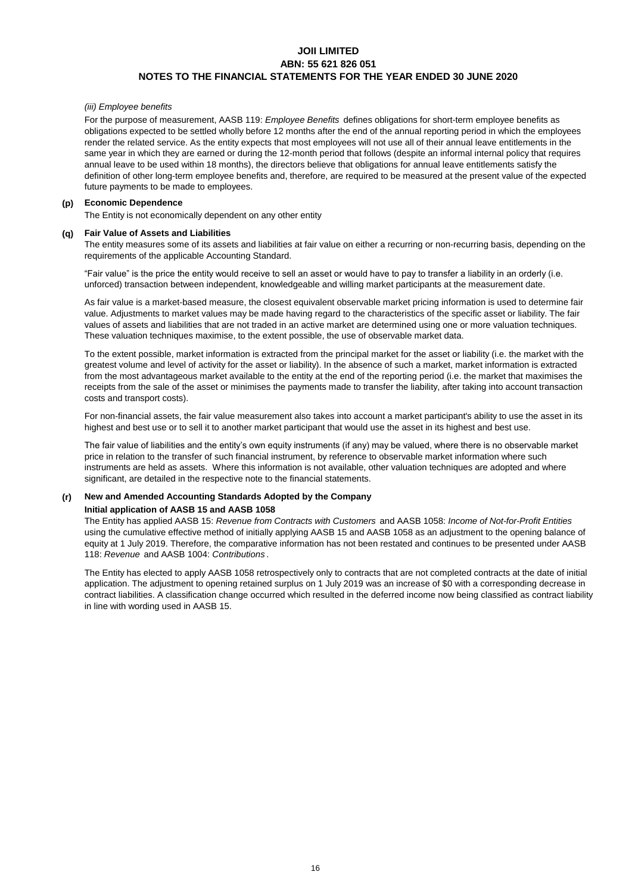*(iii) Employee benefits*

For the purpose of measurement, AASB 119: *Employee Benefits* defines obligations for short-term employee benefits as obligations expected to be settled wholly before 12 months after the end of the annual reporting period in which the employees render the related service. As the entity expects that most employees will not use all of their annual leave entitlements in the same year in which they are earned or during the 12-month period that follows (despite an informal internal policy that requires annual leave to be used within 18 months), the directors believe that obligations for annual leave entitlements satisfy the definition of other long-term employee benefits and, therefore, are required to be measured at the present value of the expected future payments to be made to employees.

**(p) Economic Dependence**

The Entity is not economically dependent on any other entity

**(q) Fair Value of Assets and Liabilities**

The entity measures some of its assets and liabilities at fair value on either a recurring or non-recurring basis, depending on the requirements of the applicable Accounting Standard.

"Fair value" is the price the entity would receive to sell an asset or would have to pay to transfer a liability in an orderly (i.e. unforced) transaction between independent, knowledgeable and willing market participants at the measurement date.

As fair value is a market-based measure, the closest equivalent observable market pricing information is used to determine fair value. Adjustments to market values may be made having regard to the characteristics of the specific asset or liability. The fair values of assets and liabilities that are not traded in an active market are determined using one or more valuation techniques. These valuation techniques maximise, to the extent possible, the use of observable market data.

To the extent possible, market information is extracted from the principal market for the asset or liability (i.e. the market with the greatest volume and level of activity for the asset or liability). In the absence of such a market, market information is extracted from the most advantageous market available to the entity at the end of the reporting period (i.e. the market that maximises the receipts from the sale of the asset or minimises the payments made to transfer the liability, after taking into account transaction costs and transport costs).

For non-financial assets, the fair value measurement also takes into account a market participant's ability to use the asset in its highest and best use or to sell it to another market participant that would use the asset in its highest and best use.

The fair value of liabilities and the entity's own equity instruments (if any) may be valued, where there is no observable market price in relation to the transfer of such financial instrument, by reference to observable market information where such instruments are held as assets. Where this information is not available, other valuation techniques are adopted and where significant, are detailed in the respective note to the financial statements.

**(r) New and Amended Accounting Standards Adopted by the Company**

**Initial application of AASB 15 and AASB 1058**

The Entity has applied AASB 15: *Revenue from Contracts with Customers* and AASB 1058: *Income of Not-for-Profit Entities* using the cumulative effective method of initially applying AASB 15 and AASB 1058 as an adjustment to the opening balance of equity at 1 July 2019. Therefore, the comparative information has not been restated and continues to be presented under AASB 118: *Revenue* and AASB 1004: *Contributions*.

The Entity has elected to apply AASB 1058 retrospectively only to contracts that are not completed contracts at the date of initial application. The adjustment to opening retained surplus on 1 July 2019 was an increase of $0 with a corresponding decrease in contract liabilities. A classification change occurred which resulted in the deferred income now being classified as contract liability in line with wording used in AASB 15.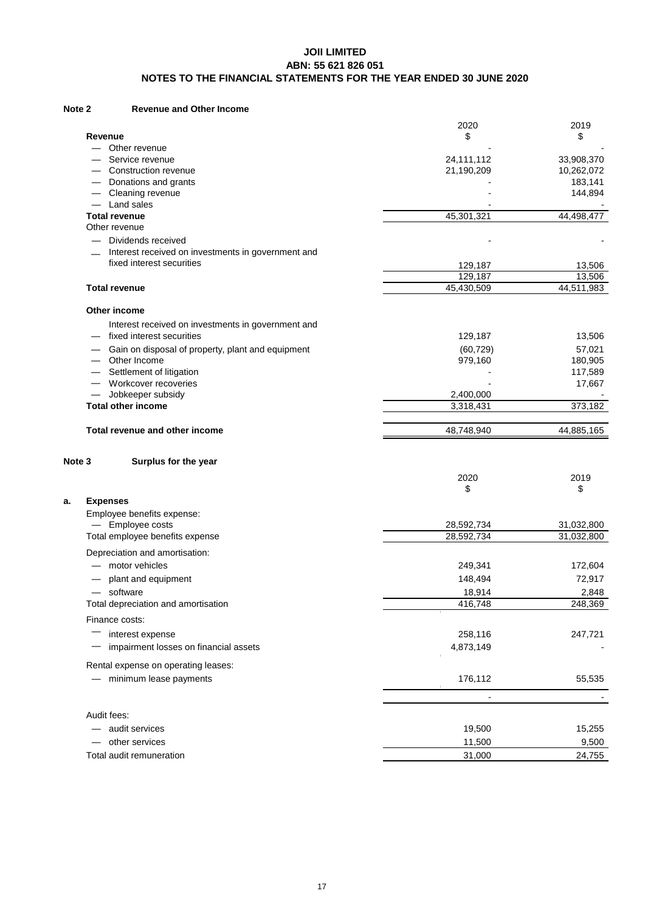**JOII LIMITED**
**ABN: 55 621 826 051**
**NOTES TO THE FINANCIAL STATEMENTS FOR THE YEAR ENDED 30 JUNE 2020**

## Note 2 Revenue and Other Income

| | 2020 | 2019 |
|---|---|---|
| **Revenue** | $ | $ |
| — Other revenue | - | - |
| — Service revenue | 24,111,112 | 33,908,370 |
| — Construction revenue | 21,190,209 | 10,262,072 |
| — Donations and grants | - | 183,141 |
| — Cleaning revenue | - | 144,894 |
| — Land sales | - | - |
| **Total revenue** | 45,301,321 | 44,498,477 |
| Other revenue | | |
| — Dividends received | - | - |
| — Interest received on investments in government and fixed interest securities | 129,187 | 13,506 |
| | 129,187 | 13,506 |
| **Total revenue** | 45,430,509 | 44,511,983 |
| **Other income** | | |
| — Interest received on investments in government and fixed interest securities | 129,187 | 13,506 |
| — Gain on disposal of property, plant and equipment | (60,729) | 57,021 |
| — Other Income | 979,160 | 180,905 |
| — Settlement of litigation | - | 117,589 |
| — Workcover recoveries | - | 17,667 |
| — Jobkeeper subsidy | 2,400,000 | - |
| **Total other income** | 3,318,431 | 373,182 |
| **Total revenue and other income** | 48,748,940 | 44,885,165 |

## Note 3 Surplus for the year

| | 2020 | 2019 |
|---|---|---|
| | $ | $ |
| **a. Expenses** | | |
| Employee benefits expense: | | |
| — Employee costs | 28,592,734 | 31,032,800 |
| Total employee benefits expense | 28,592,734 | 31,032,800 |
| Depreciation and amortisation: | | |
| — motor vehicles | 249,341 | 172,604 |
| — plant and equipment | 148,494 | 72,917 |
| — software | 18,914 | 2,848 |
| Total depreciation and amortisation | 416,748 | 248,369 |
| Finance costs: | | |
| — interest expense | 258,116 | 247,721 |
| — impairment losses on financial assets | 4,873,149 | - |
| Rental expense on operating leases: | | |
| — minimum lease payments | 176,112 | 55,535 |
| | - | - |
| Audit fees: | | |
| — audit services | 19,500 | 15,255 |
| — other services | 11,500 | 9,500 |
| Total audit remuneration | 31,000 | 24,755 |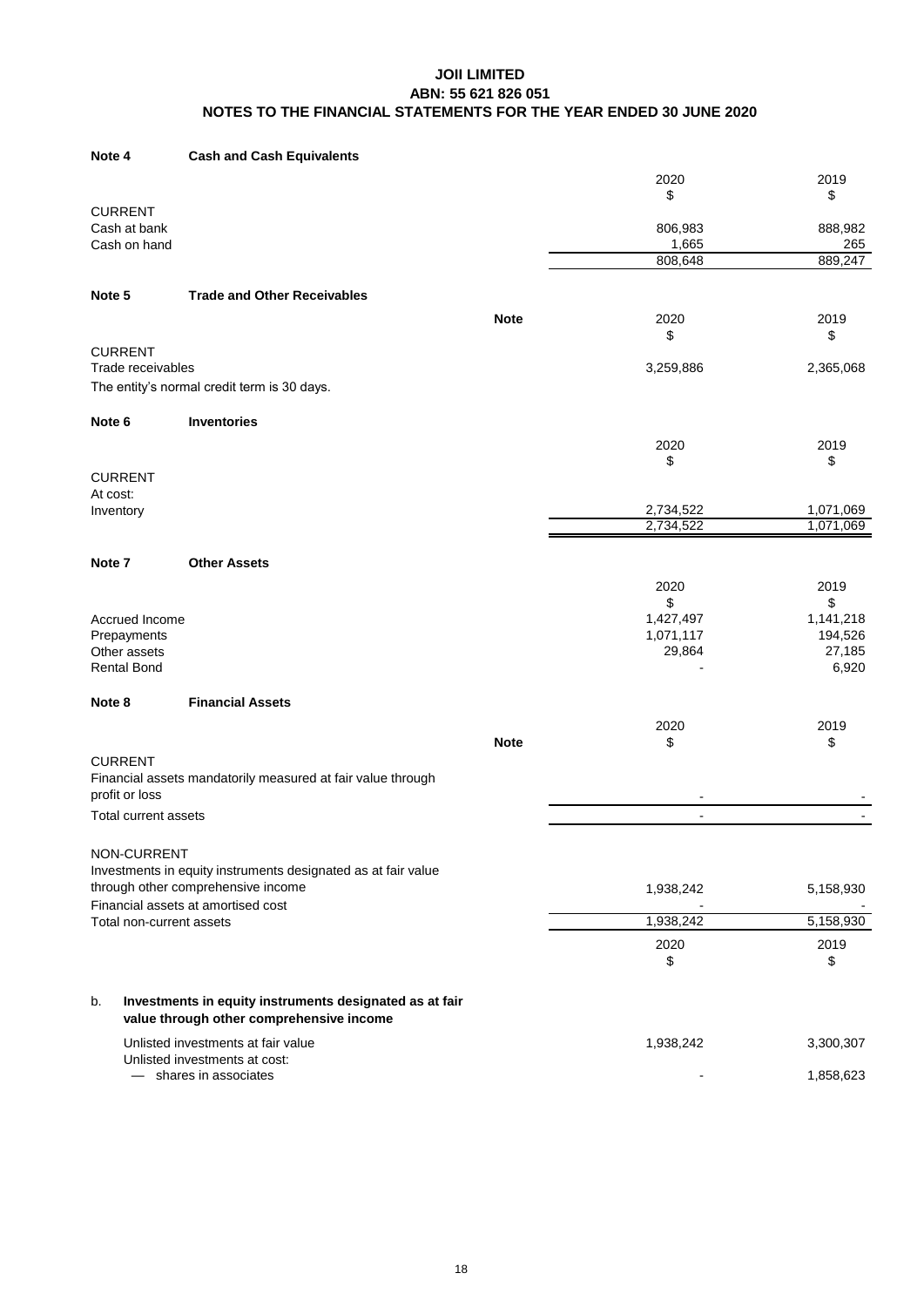# JOII LIMITED
## ABN: 55 621 826 051
## NOTES TO THE FINANCIAL STATEMENTS FOR THE YEAR ENDED 30 JUNE 2020

### Note 4 Cash and Cash Equivalents

| | 2020 $ | 2019 $ |
|---|---|---|
| CURRENT | | |
| Cash at bank | 806,983 | 888,982 |
| Cash on hand | 1,665 | 265 |
| | 808,648 | 889,247 |

### Note 5 Trade and Other Receivables

| | Note | 2020 $ | 2019 $ |
|---|---|---|---|
| CURRENT | | | |
| Trade receivables | | 3,259,886 | 2,365,068 |

The entity's normal credit term is 30 days.

### Note 6 Inventories

| | 2020 $ | 2019 $ |
|---|---|---|
| CURRENT | | |
| At cost: | | |
| Inventory | 2,734,522 | 1,071,069 |
| | 2,734,522 | 1,071,069 |

### Note 7 Other Assets

| | 2020 $ | 2019 $ |
|---|---|---|
| Accrued Income | 1,427,497 | 1,141,218 |
| Prepayments | 1,071,117 | 194,526 |
| Other assets | 29,864 | 27,185 |
| Rental Bond | - | 6,920 |

### Note 8 Financial Assets

| | Note | 2020 $ | 2019 $ |
|---|---|---|---|
| CURRENT | | | |
| Financial assets mandatorily measured at fair value through profit or loss | | - | - |
| Total current assets | | - | - |
| NON-CURRENT | | | |
| Investments in equity instruments designated as at fair value through other comprehensive income | | 1,938,242 | 5,158,930 |
| Financial assets at amortised cost | | - | - |
| Total non-current assets | | 1,938,242 | 5,158,930 |

| | 2020 $ | 2019 $ |
|---|---|---|
| **b. Investments in equity instruments designated as at fair value through other comprehensive income** | | |
| Unlisted investments at fair value | 1,938,242 | 3,300,307 |
| Unlisted investments at cost: | | |
| — shares in associates | - | 1,858,623 |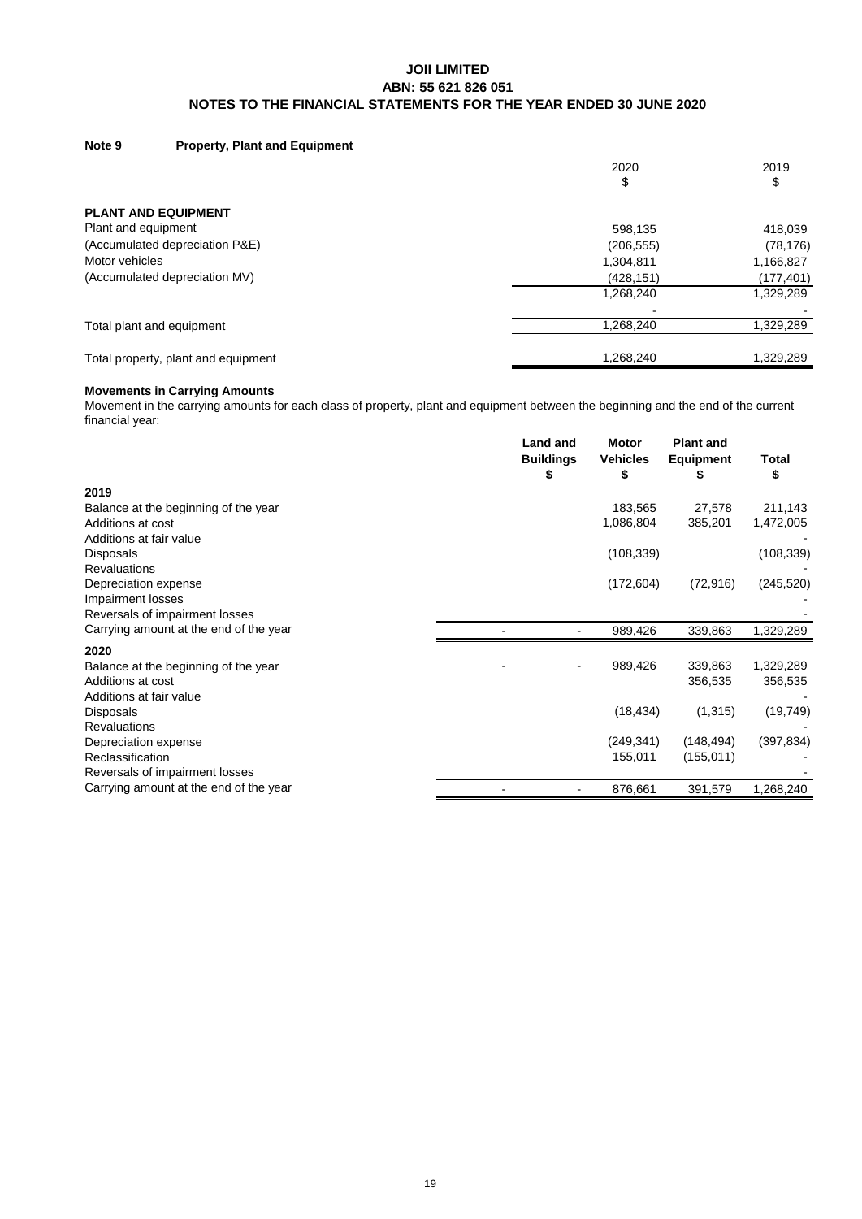# JOII LIMITED
## ABN: 55 621 826 051
## NOTES TO THE FINANCIAL STATEMENTS FOR THE YEAR ENDED 30 JUNE 2020

### Note 9 Property, Plant and Equipment

| | 2020<br>$ | 2019<br>$ |
|---|---|---|
| **PLANT AND EQUIPMENT** | | |
| Plant and equipment | 598,135 | 418,039 |
| (Accumulated depreciation P&E) | (206,555) | (78,176) |
| Motor vehicles | 1,304,811 | 1,166,827 |
| (Accumulated depreciation MV) | (428,151) | (177,401) |
| | 1,268,240 | 1,329,289 |
| | - | - |
| Total plant and equipment | 1,268,240 | 1,329,289 |
| Total property, plant and equipment | 1,268,240 | 1,329,289 |

**Movements in Carrying Amounts**

Movement in the carrying amounts for each class of property, plant and equipment between the beginning and the end of the current financial year:

| | | Land and Buildings<br>$ | Motor Vehicles<br>$ | Plant and Equipment<br>$ | Total<br>$ |
|---|---|---|---|---|---|
| **2019** | | | | | |
| Balance at the beginning of the year | | | 183,565 | 27,578 | 211,143 |
| Additions at cost | | | 1,086,804 | 385,201 | 1,472,005 |
| Additions at fair value | | | | | - |
| Disposals | | | (108,339) | | (108,339) |
| Revaluations | | | | | - |
| Depreciation expense | | | (172,604) | (72,916) | (245,520) |
| Impairment losses | | | | | - |
| Reversals of impairment losses | | | | | - |
| Carrying amount at the end of the year | - | - | 989,426 | 339,863 | 1,329,289 |
| **2020** | | | | | |
| Balance at the beginning of the year | - | - | 989,426 | 339,863 | 1,329,289 |
| Additions at cost | | | | 356,535 | 356,535 |
| Additions at fair value | | | | | - |
| Disposals | | | (18,434) | (1,315) | (19,749) |
| Revaluations | | | | | - |
| Depreciation expense | | | (249,341) | (148,494) | (397,834) |
| Reclassification | | | 155,011 | (155,011) | - |
| Reversals of impairment losses | | | | | - |
| Carrying amount at the end of the year | - | - | 876,661 | 391,579 | 1,268,240 |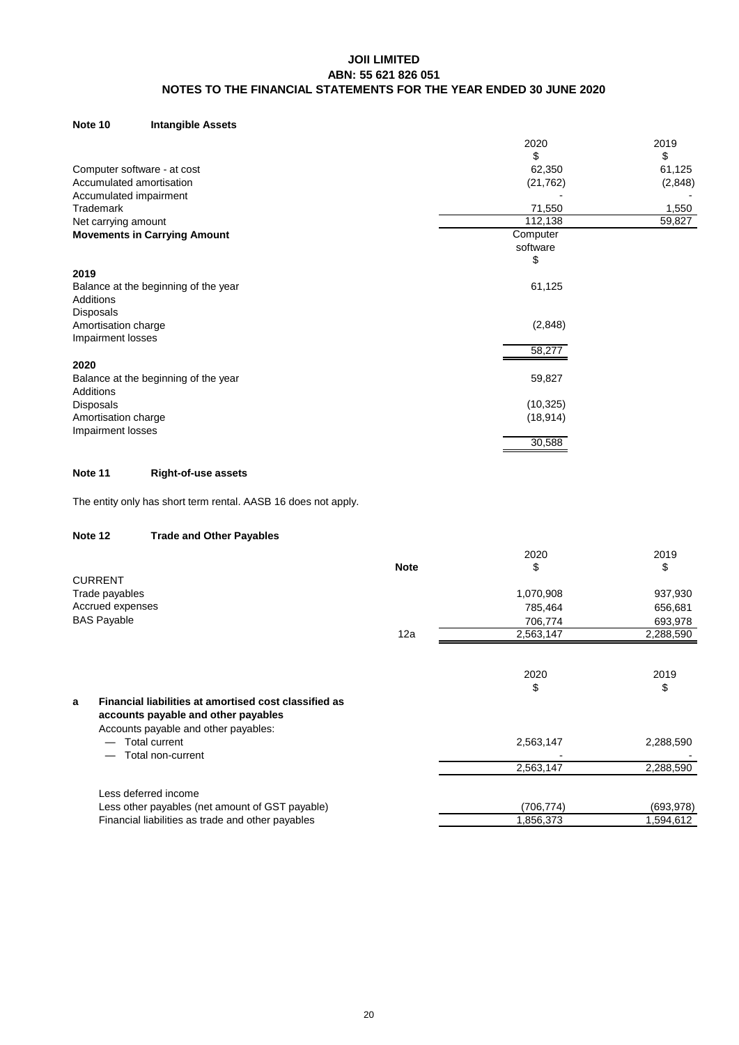**JOII LIMITED**
**ABN: 55 621 826 051**
**NOTES TO THE FINANCIAL STATEMENTS FOR THE YEAR ENDED 30 JUNE 2020**

## Note 10 Intangible Assets

| | 2020 | 2019 |
|---|---|---|
| | $ | $ |
| Computer software - at cost | 62,350 | 61,125 |
| Accumulated amortisation | (21,762) | (2,848) |
| Accumulated impairment | - | - |
| Trademark | 71,550 | 1,550 |
| Net carrying amount | 112,138 | 59,827 |

**Movements in Carrying Amount**

| | Computer software |
|---|---|
| | $ |
| **2019** | |
| Balance at the beginning of the year | 61,125 |
| Additions | |
| Disposals | |
| Amortisation charge | (2,848) |
| Impairment losses | |
| | 58,277 |
| **2020** | |
| Balance at the beginning of the year | 59,827 |
| Additions | |
| Disposals | (10,325) |
| Amortisation charge | (18,914) |
| Impairment losses | |
| | 30,588 |

## Note 11 Right-of-use assets

The entity only has short term rental. AASB 16 does not apply.

## Note 12 Trade and Other Payables

| | Note | 2020 | 2019 |
|---|---|---|---|
| | | $ | $ |
| CURRENT | | | |
| Trade payables | | 1,070,908 | 937,930 |
| Accrued expenses | | 785,464 | 656,681 |
| BAS Payable | | 706,774 | 693,978 |
| | 12a | 2,563,147 | 2,288,590 |

| | 2020 | 2019 |
|---|---|---|
| | $ | $ |
| **a Financial liabilities at amortised cost classified as accounts payable and other payables** | | |
| Accounts payable and other payables: | | |
| — Total current | 2,563,147 | 2,288,590 |
| — Total non-current | - | - |
| | 2,563,147 | 2,288,590 |
| Less deferred income | | |
| Less other payables (net amount of GST payable) | (706,774) | (693,978) |
| Financial liabilities as trade and other payables | 1,856,373 | 1,594,612 |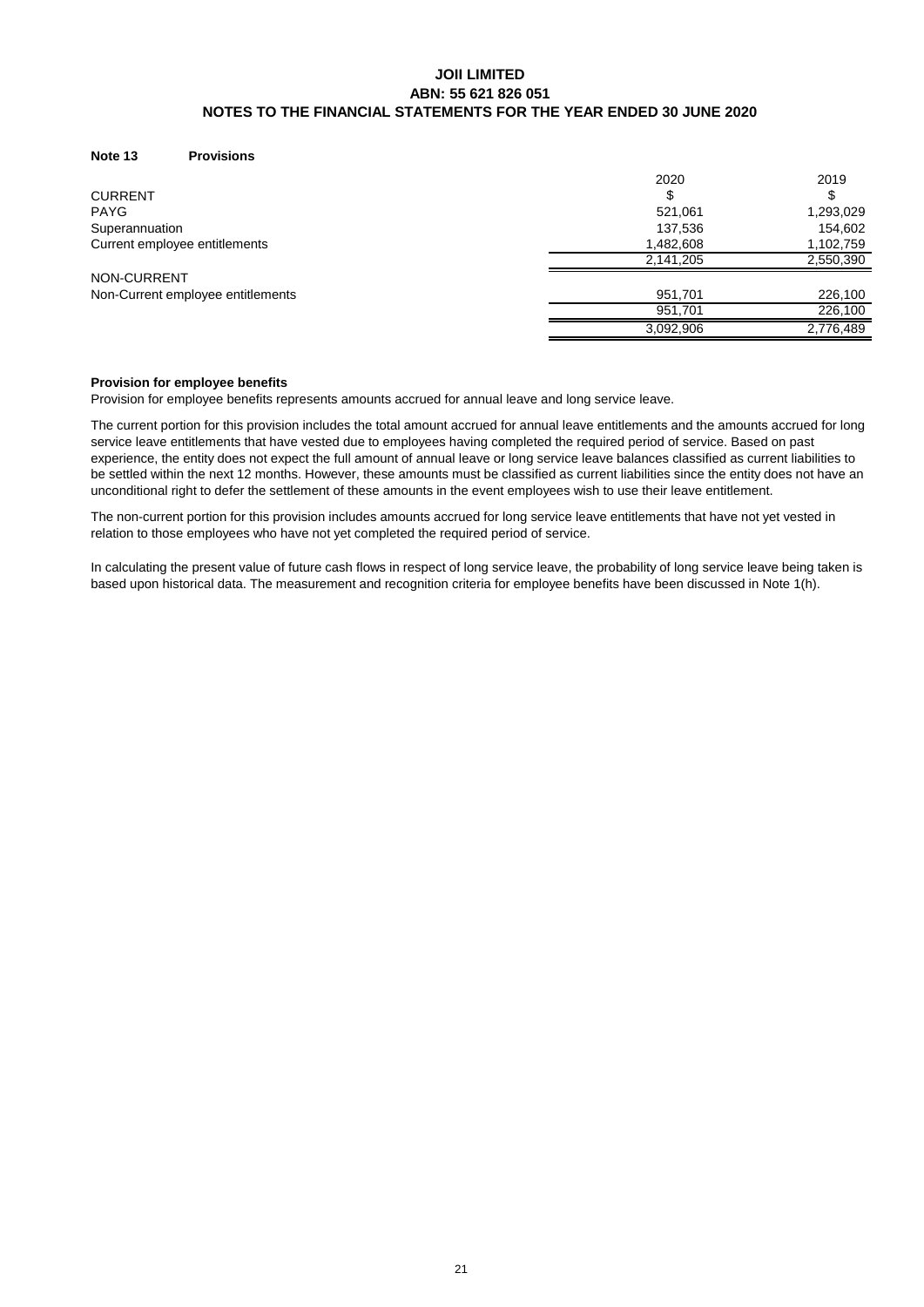**JOII LIMITED**
**ABN: 55 621 826 051**
**NOTES TO THE FINANCIAL STATEMENTS FOR THE YEAR ENDED 30 JUNE 2020**

### Note 13 Provisions

| | 2020 | 2019 |
|---|---|---|
| CURRENT | $ | $ |
| PAYG | 521,061 | 1,293,029 |
| Superannuation | 137,536 | 154,602 |
| Current employee entitlements | 1,482,608 | 1,102,759 |
| | 2,141,205 | 2,550,390 |
| NON-CURRENT | | |
| Non-Current employee entitlements | 951,701 | 226,100 |
| | 951,701 | 226,100 |
| | 3,092,906 | 2,776,489 |

**Provision for employee benefits**

Provision for employee benefits represents amounts accrued for annual leave and long service leave.

The current portion for this provision includes the total amount accrued for annual leave entitlements and the amounts accrued for long service leave entitlements that have vested due to employees having completed the required period of service. Based on past experience, the entity does not expect the full amount of annual leave or long service leave balances classified as current liabilities to be settled within the next 12 months. However, these amounts must be classified as current liabilities since the entity does not have an unconditional right to defer the settlement of these amounts in the event employees wish to use their leave entitlement.

The non-current portion for this provision includes amounts accrued for long service leave entitlements that have not yet vested in relation to those employees who have not yet completed the required period of service.

In calculating the present value of future cash flows in respect of long service leave, the probability of long service leave being taken is based upon historical data. The measurement and recognition criteria for employee benefits have been discussed in Note 1(h).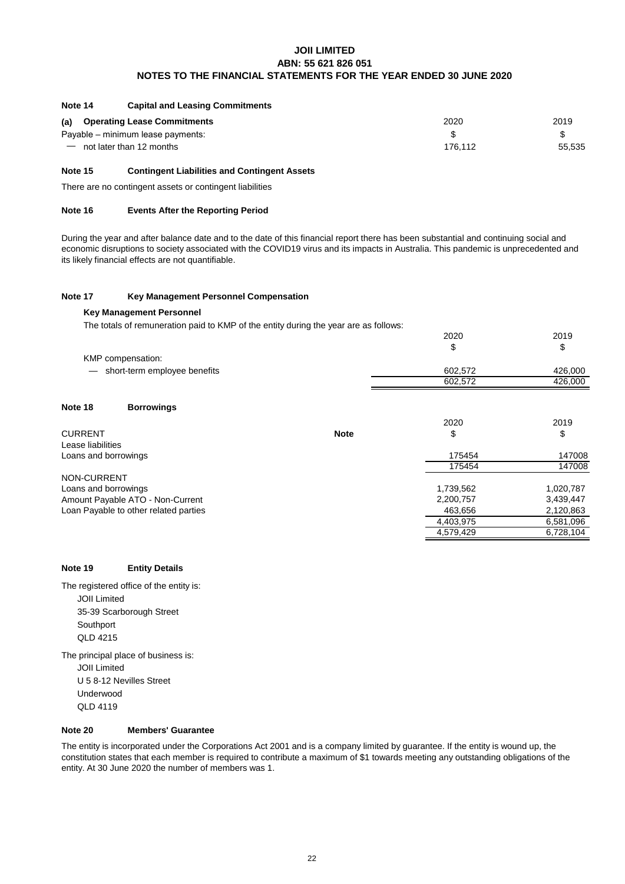# JOII LIMITED
## ABN: 55 621 826 051
## NOTES TO THE FINANCIAL STATEMENTS FOR THE YEAR ENDED 30 JUNE 2020

### Note 14 Capital and Leasing Commitments

| (a) Operating Lease Commitments | 2020 | 2019 |
|---|---|---|
| Payable – minimum lease payments: | $ | $ |
| — not later than 12 months | 176,112 | 55,535 |

### Note 15 Contingent Liabilities and Contingent Assets

There are no contingent assets or contingent liabilities

### Note 16 Events After the Reporting Period

During the year and after balance date and to the date of this financial report there has been substantial and continuing social and economic disruptions to society associated with the COVID19 virus and its impacts in Australia. This pandemic is unprecedented and its likely financial effects are not quantifiable.

### Note 17 Key Management Personnel Compensation

**Key Management Personnel**

The totals of remuneration paid to KMP of the entity during the year are as follows:

| | 2020 | 2019 |
|---|---|---|
| | $ | $ |
| KMP compensation: | | |
| — short-term employee benefits | 602,572 | 426,000 |
| | 602,572 | 426,000 |

### Note 18 Borrowings

| | Note | 2020 | 2019 |
|---|---|---|---|
| CURRENT | | $ | $ |
| Lease liabilities | | | |
| Loans and borrowings | | 175454 | 147008 |
| | | 175454 | 147008 |
| NON-CURRENT | | | |
| Loans and borrowings | | 1,739,562 | 1,020,787 |
| Amount Payable ATO - Non-Current | | 2,200,757 | 3,439,447 |
| Loan Payable to other related parties | | 463,656 | 2,120,863 |
| | | 4,403,975 | 6,581,096 |
| | | 4,579,429 | 6,728,104 |

### Note 19 Entity Details

The registered office of the entity is:

JOII Limited
35-39 Scarborough Street
Southport
QLD 4215

The principal place of business is:

JOII Limited
U 5 8-12 Nevilles Street
Underwood
QLD 4119

### Note 20 Members' Guarantee

The entity is incorporated under the Corporations Act 2001 and is a company limited by guarantee. If the entity is wound up, the constitution states that each member is required to contribute a maximum of $1 towards meeting any outstanding obligations of the entity. At 30 June 2020 the number of members was 1.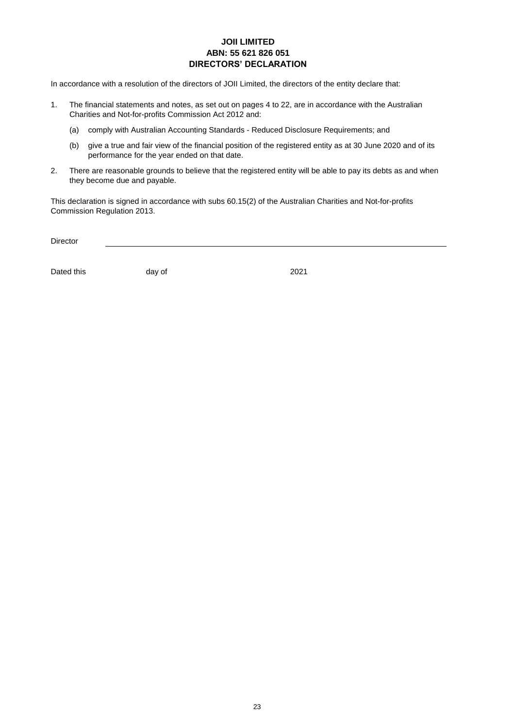# JOII LIMITED
## ABN: 55 621 826 051
## DIRECTORS' DECLARATION

In accordance with a resolution of the directors of JOII Limited, the directors of the entity declare that:

1. The financial statements and notes, as set out on pages 4 to 22, are in accordance with the Australian Charities and Not-for-profits Commission Act 2012 and:

   (a) comply with Australian Accounting Standards - Reduced Disclosure Requirements; and

   (b) give a true and fair view of the financial position of the registered entity as at 30 June 2020 and of its performance for the year ended on that date.

2. There are reasonable grounds to believe that the registered entity will be able to pay its debts as and when they become due and payable.

This declaration is signed in accordance with subs 60.15(2) of the Australian Charities and Not-for-profits Commission Regulation 2013.

Director \_\_\_\_\_\_\_\_\_\_\_\_\_\_\_\_\_\_\_\_\_\_\_\_\_\_\_\_\_\_\_\_\_\_\_\_\_\_\_\_

Dated this day of 2021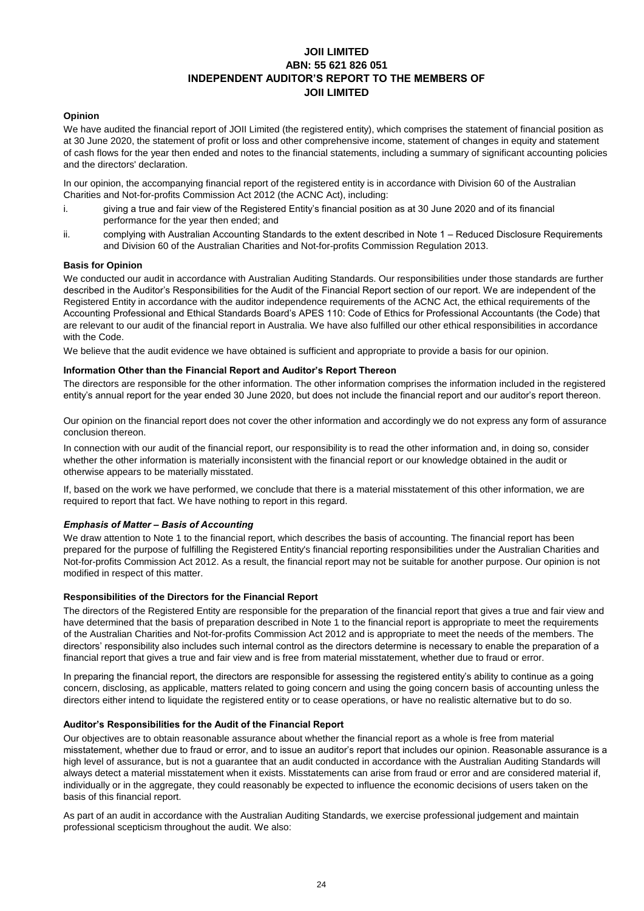# JOII LIMITED
## ABN: 55 621 826 051
## INDEPENDENT AUDITOR'S REPORT TO THE MEMBERS OF JOII LIMITED

### Opinion

We have audited the financial report of JOII Limited (the registered entity), which comprises the statement of financial position as at 30 June 2020, the statement of profit or loss and other comprehensive income, statement of changes in equity and statement of cash flows for the year then ended and notes to the financial statements, including a summary of significant accounting policies and the directors' declaration.

In our opinion, the accompanying financial report of the registered entity is in accordance with Division 60 of the Australian Charities and Not-for-profits Commission Act 2012 (the ACNC Act), including:

i. giving a true and fair view of the Registered Entity's financial position as at 30 June 2020 and of its financial performance for the year then ended; and

ii. complying with Australian Accounting Standards to the extent described in Note 1 – Reduced Disclosure Requirements and Division 60 of the Australian Charities and Not-for-profits Commission Regulation 2013.

### Basis for Opinion

We conducted our audit in accordance with Australian Auditing Standards. Our responsibilities under those standards are further described in the Auditor's Responsibilities for the Audit of the Financial Report section of our report. We are independent of the Registered Entity in accordance with the auditor independence requirements of the ACNC Act, the ethical requirements of the Accounting Professional and Ethical Standards Board's APES 110: Code of Ethics for Professional Accountants (the Code) that are relevant to our audit of the financial report in Australia. We have also fulfilled our other ethical responsibilities in accordance with the Code.

We believe that the audit evidence we have obtained is sufficient and appropriate to provide a basis for our opinion.

### Information Other than the Financial Report and Auditor's Report Thereon

The directors are responsible for the other information. The other information comprises the information included in the registered entity's annual report for the year ended 30 June 2020, but does not include the financial report and our auditor's report thereon.

Our opinion on the financial report does not cover the other information and accordingly we do not express any form of assurance conclusion thereon.

In connection with our audit of the financial report, our responsibility is to read the other information and, in doing so, consider whether the other information is materially inconsistent with the financial report or our knowledge obtained in the audit or otherwise appears to be materially misstated.

If, based on the work we have performed, we conclude that there is a material misstatement of this other information, we are required to report that fact. We have nothing to report in this regard.

### *Emphasis of Matter – Basis of Accounting*

We draw attention to Note 1 to the financial report, which describes the basis of accounting. The financial report has been prepared for the purpose of fulfilling the Registered Entity's financial reporting responsibilities under the Australian Charities and Not-for-profits Commission Act 2012. As a result, the financial report may not be suitable for another purpose. Our opinion is not modified in respect of this matter.

### Responsibilities of the Directors for the Financial Report

The directors of the Registered Entity are responsible for the preparation of the financial report that gives a true and fair view and have determined that the basis of preparation described in Note 1 to the financial report is appropriate to meet the requirements of the Australian Charities and Not-for-profits Commission Act 2012 and is appropriate to meet the needs of the members. The directors' responsibility also includes such internal control as the directors determine is necessary to enable the preparation of a financial report that gives a true and fair view and is free from material misstatement, whether due to fraud or error.

In preparing the financial report, the directors are responsible for assessing the registered entity's ability to continue as a going concern, disclosing, as applicable, matters related to going concern and using the going concern basis of accounting unless the directors either intend to liquidate the registered entity or to cease operations, or have no realistic alternative but to do so.

### Auditor's Responsibilities for the Audit of the Financial Report

Our objectives are to obtain reasonable assurance about whether the financial report as a whole is free from material misstatement, whether due to fraud or error, and to issue an auditor's report that includes our opinion. Reasonable assurance is a high level of assurance, but is not a guarantee that an audit conducted in accordance with the Australian Auditing Standards will always detect a material misstatement when it exists. Misstatements can arise from fraud or error and are considered material if, individually or in the aggregate, they could reasonably be expected to influence the economic decisions of users taken on the basis of this financial report.

As part of an audit in accordance with the Australian Auditing Standards, we exercise professional judgement and maintain professional scepticism throughout the audit. We also: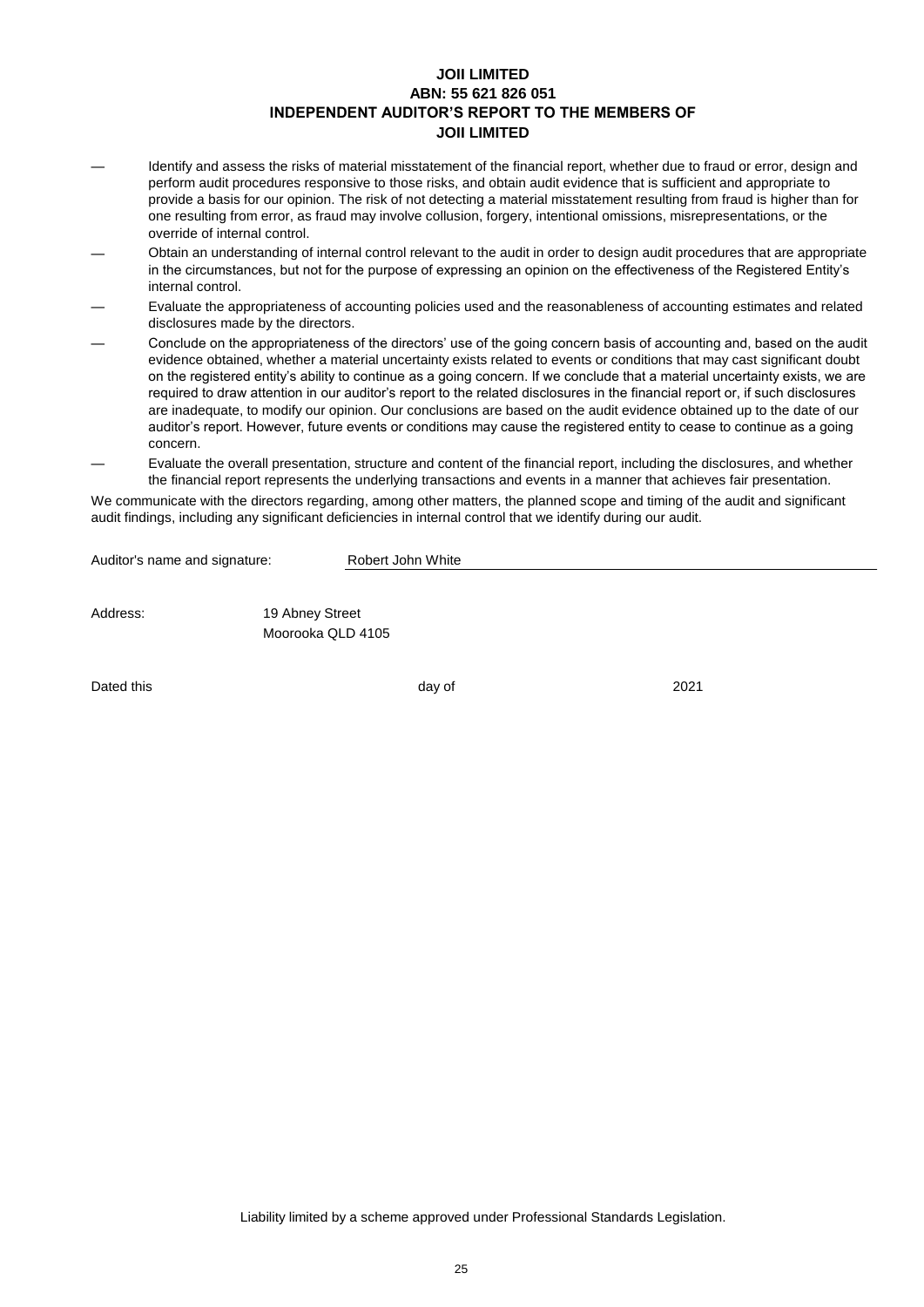# JOII LIMITED
# ABN: 55 621 826 051
# INDEPENDENT AUDITOR'S REPORT TO THE MEMBERS OF JOII LIMITED

- Identify and assess the risks of material misstatement of the financial report, whether due to fraud or error, design and perform audit procedures responsive to those risks, and obtain audit evidence that is sufficient and appropriate to provide a basis for our opinion. The risk of not detecting a material misstatement resulting from fraud is higher than for one resulting from error, as fraud may involve collusion, forgery, intentional omissions, misrepresentations, or the override of internal control.
- Obtain an understanding of internal control relevant to the audit in order to design audit procedures that are appropriate in the circumstances, but not for the purpose of expressing an opinion on the effectiveness of the Registered Entity's internal control.
- Evaluate the appropriateness of accounting policies used and the reasonableness of accounting estimates and related disclosures made by the directors.
- Conclude on the appropriateness of the directors' use of the going concern basis of accounting and, based on the audit evidence obtained, whether a material uncertainty exists related to events or conditions that may cast significant doubt on the registered entity's ability to continue as a going concern. If we conclude that a material uncertainty exists, we are required to draw attention in our auditor's report to the related disclosures in the financial report or, if such disclosures are inadequate, to modify our opinion. Our conclusions are based on the audit evidence obtained up to the date of our auditor's report. However, future events or conditions may cause the registered entity to cease to continue as a going concern.
- Evaluate the overall presentation, structure and content of the financial report, including the disclosures, and whether the financial report represents the underlying transactions and events in a manner that achieves fair presentation.

We communicate with the directors regarding, among other matters, the planned scope and timing of the audit and significant audit findings, including any significant deficiencies in internal control that we identify during our audit.

Auditor's name and signature: Robert John White

Address: 19 Abney Street
Moorooka QLD 4105

Dated this day of 2021

Liability limited by a scheme approved under Professional Standards Legislation.